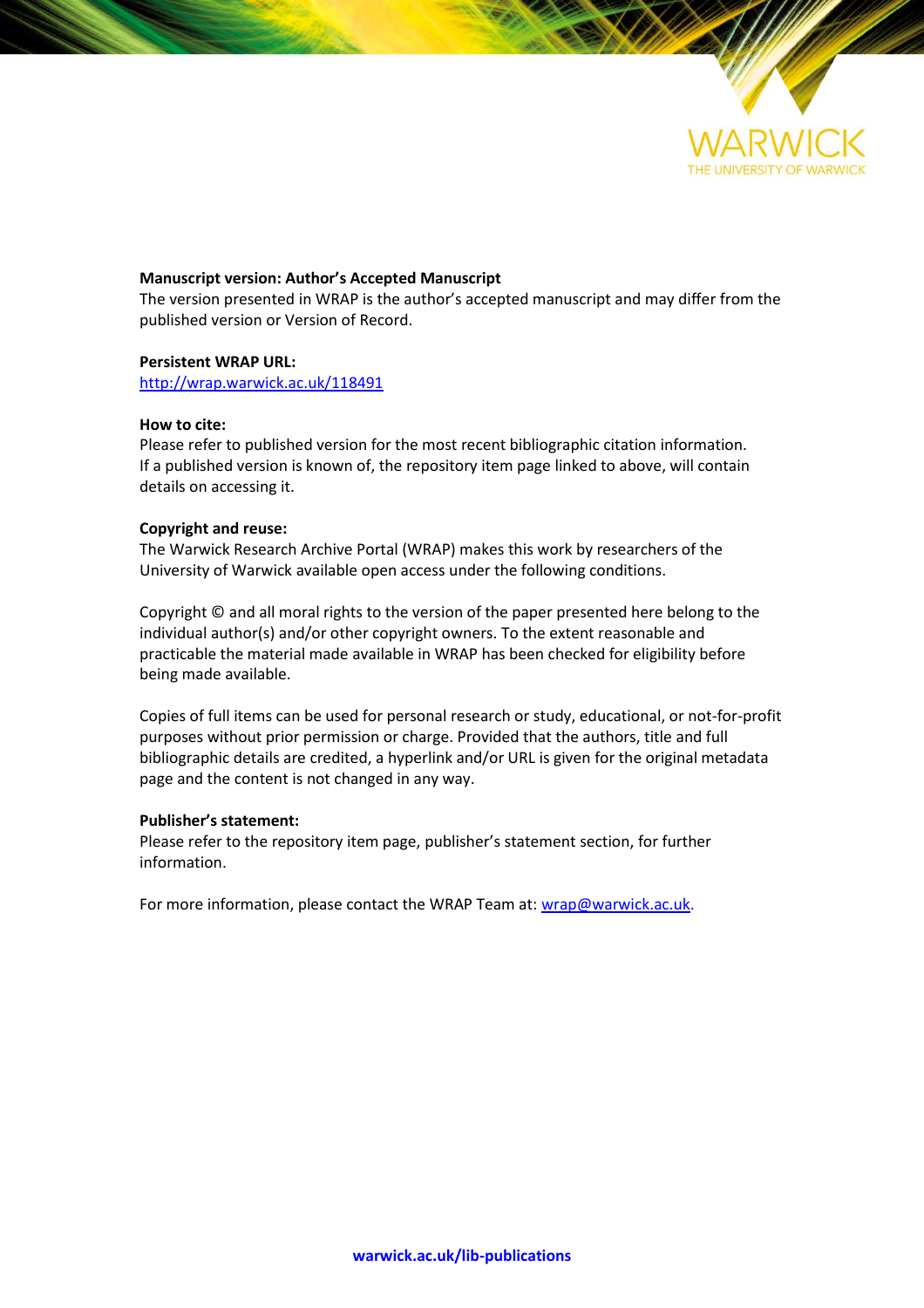WARWICK
THE UNIVERSITY OF WARWICK

**Manuscript version: Author's Accepted Manuscript**
The version presented in WRAP is the author's accepted manuscript and may differ from the published version or Version of Record.

**Persistent WRAP URL:**
http://wrap.warwick.ac.uk/118491

**How to cite:**
Please refer to published version for the most recent bibliographic citation information. If a published version is known of, the repository item page linked to above, will contain details on accessing it.

**Copyright and reuse:**
The Warwick Research Archive Portal (WRAP) makes this work by researchers of the University of Warwick available open access under the following conditions.

Copyright © and all moral rights to the version of the paper presented here belong to the individual author(s) and/or other copyright owners. To the extent reasonable and practicable the material made available in WRAP has been checked for eligibility before being made available.

Copies of full items can be used for personal research or study, educational, or not-for-profit purposes without prior permission or charge. Provided that the authors, title and full bibliographic details are credited, a hyperlink and/or URL is given for the original metadata page and the content is not changed in any way.

**Publisher's statement:**
Please refer to the repository item page, publisher's statement section, for further information.

For more information, please contact the WRAP Team at: wrap@warwick.ac.uk.

**warwick.ac.uk/lib-publications**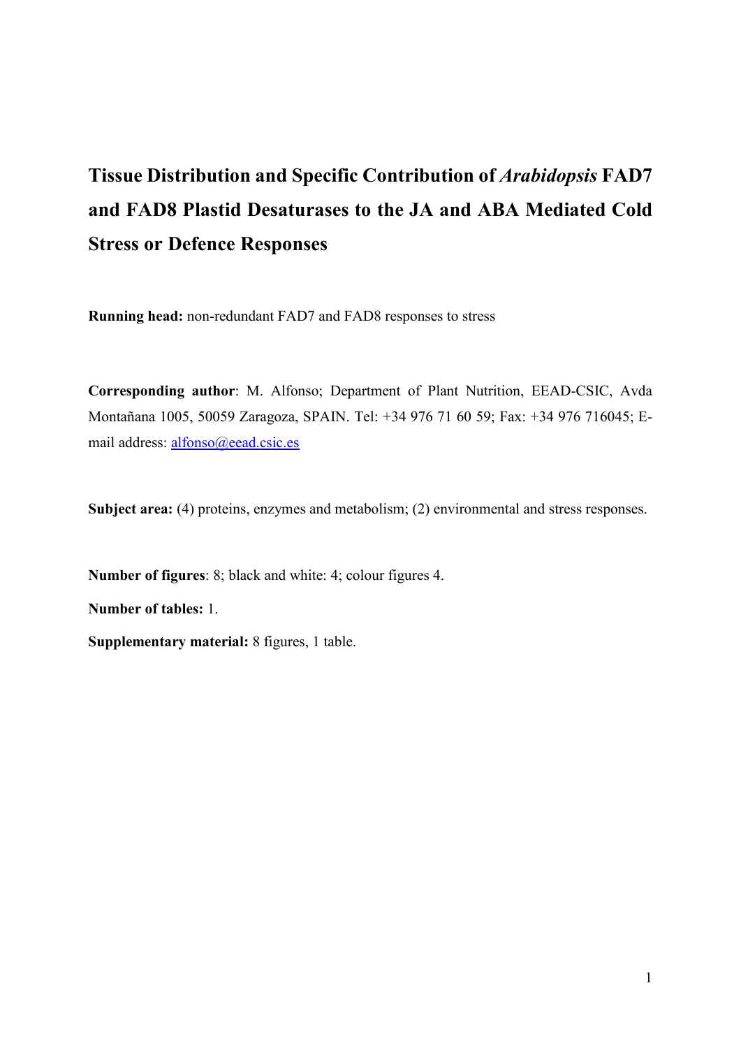# Tissue Distribution and Specific Contribution of *Arabidopsis* FAD7 and FAD8 Plastid Desaturases to the JA and ABA Mediated Cold Stress or Defence Responses

**Running head:** non-redundant FAD7 and FAD8 responses to stress

**Corresponding author**: M. Alfonso; Department of Plant Nutrition, EEAD-CSIC, Avda Montañana 1005, 50059 Zaragoza, SPAIN. Tel: +34 976 71 60 59; Fax: +34 976 716045; E-mail address: alfonso@eead.csic.es

**Subject area:** (4) proteins, enzymes and metabolism; (2) environmental and stress responses.

**Number of figures**: 8; black and white: 4; colour figures 4.

**Number of tables:** 1.

**Supplementary material:** 8 figures, 1 table.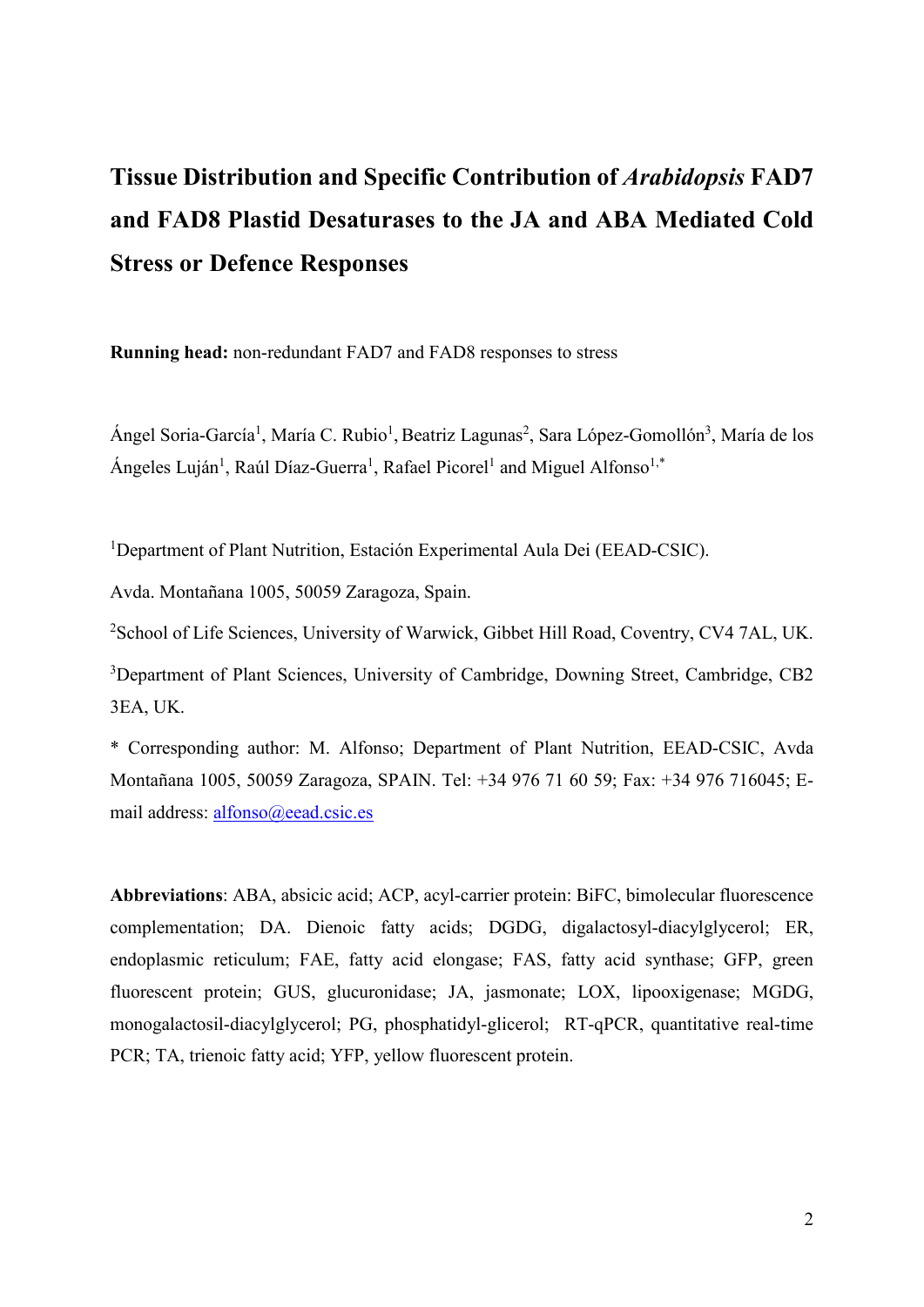# Tissue Distribution and Specific Contribution of *Arabidopsis* FAD7 and FAD8 Plastid Desaturases to the JA and ABA Mediated Cold Stress or Defence Responses

**Running head:** non-redundant FAD7 and FAD8 responses to stress

Ángel Soria-García[1], María C. Rubio[1], Beatriz Lagunas[2], Sara López-Gomollón[3], María de los Ángeles Luján[1], Raúl Díaz-Guerra[1], Rafael Picorel[1] and Miguel Alfonso[1,*]

[1]Department of Plant Nutrition, Estación Experimental Aula Dei (EEAD-CSIC).

Avda. Montañana 1005, 50059 Zaragoza, Spain.

[2]School of Life Sciences, University of Warwick, Gibbet Hill Road, Coventry, CV4 7AL, UK.

[3]Department of Plant Sciences, University of Cambridge, Downing Street, Cambridge, CB2 3EA, UK.

\* Corresponding author: M. Alfonso; Department of Plant Nutrition, EEAD-CSIC, Avda Montañana 1005, 50059 Zaragoza, SPAIN. Tel: +34 976 71 60 59; Fax: +34 976 716045; E-mail address: alfonso@eead.csic.es

**Abbreviations**: ABA, absicic acid; ACP, acyl-carrier protein: BiFC, bimolecular fluorescence complementation; DA. Dienoic fatty acids; DGDG, digalactosyl-diacylglycerol; ER, endoplasmic reticulum; FAE, fatty acid elongase; FAS, fatty acid synthase; GFP, green fluorescent protein; GUS, glucuronidase; JA, jasmonate; LOX, lipooxigenase; MGDG, monogalactosil-diacylglycerol; PG, phosphatidyl-glicerol; RT-qPCR, quantitative real-time PCR; TA, trienoic fatty acid; YFP, yellow fluorescent protein.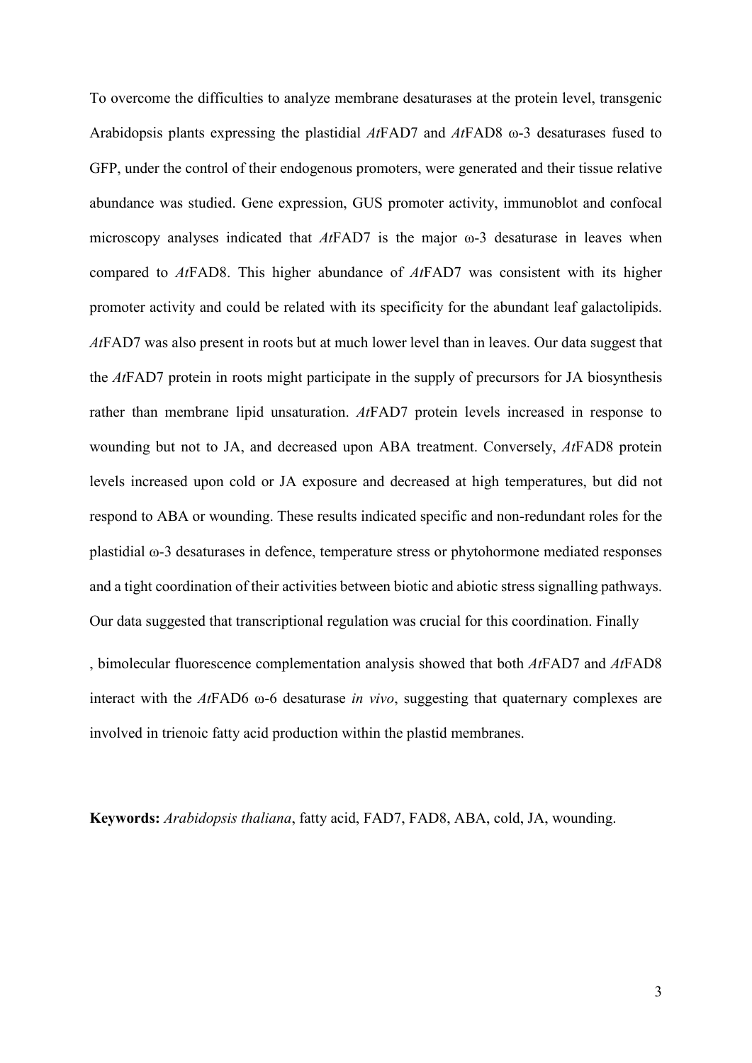To overcome the difficulties to analyze membrane desaturases at the protein level, transgenic Arabidopsis plants expressing the plastidial *At*FAD7 and *At*FAD8 ω-3 desaturases fused to GFP, under the control of their endogenous promoters, were generated and their tissue relative abundance was studied. Gene expression, GUS promoter activity, immunoblot and confocal microscopy analyses indicated that *At*FAD7 is the major ω-3 desaturase in leaves when compared to *At*FAD8. This higher abundance of *At*FAD7 was consistent with its higher promoter activity and could be related with its specificity for the abundant leaf galactolipids. *At*FAD7 was also present in roots but at much lower level than in leaves. Our data suggest that the *At*FAD7 protein in roots might participate in the supply of precursors for JA biosynthesis rather than membrane lipid unsaturation. *At*FAD7 protein levels increased in response to wounding but not to JA, and decreased upon ABA treatment. Conversely, *At*FAD8 protein levels increased upon cold or JA exposure and decreased at high temperatures, but did not respond to ABA or wounding. These results indicated specific and non-redundant roles for the plastidial ω-3 desaturases in defence, temperature stress or phytohormone mediated responses and a tight coordination of their activities between biotic and abiotic stress signalling pathways. Our data suggested that transcriptional regulation was crucial for this coordination. Finally , bimolecular fluorescence complementation analysis showed that both *At*FAD7 and *At*FAD8 interact with the *At*FAD6 ω-6 desaturase *in vivo*, suggesting that quaternary complexes are involved in trienoic fatty acid production within the plastid membranes.

**Keywords:** *Arabidopsis thaliana*, fatty acid, FAD7, FAD8, ABA, cold, JA, wounding.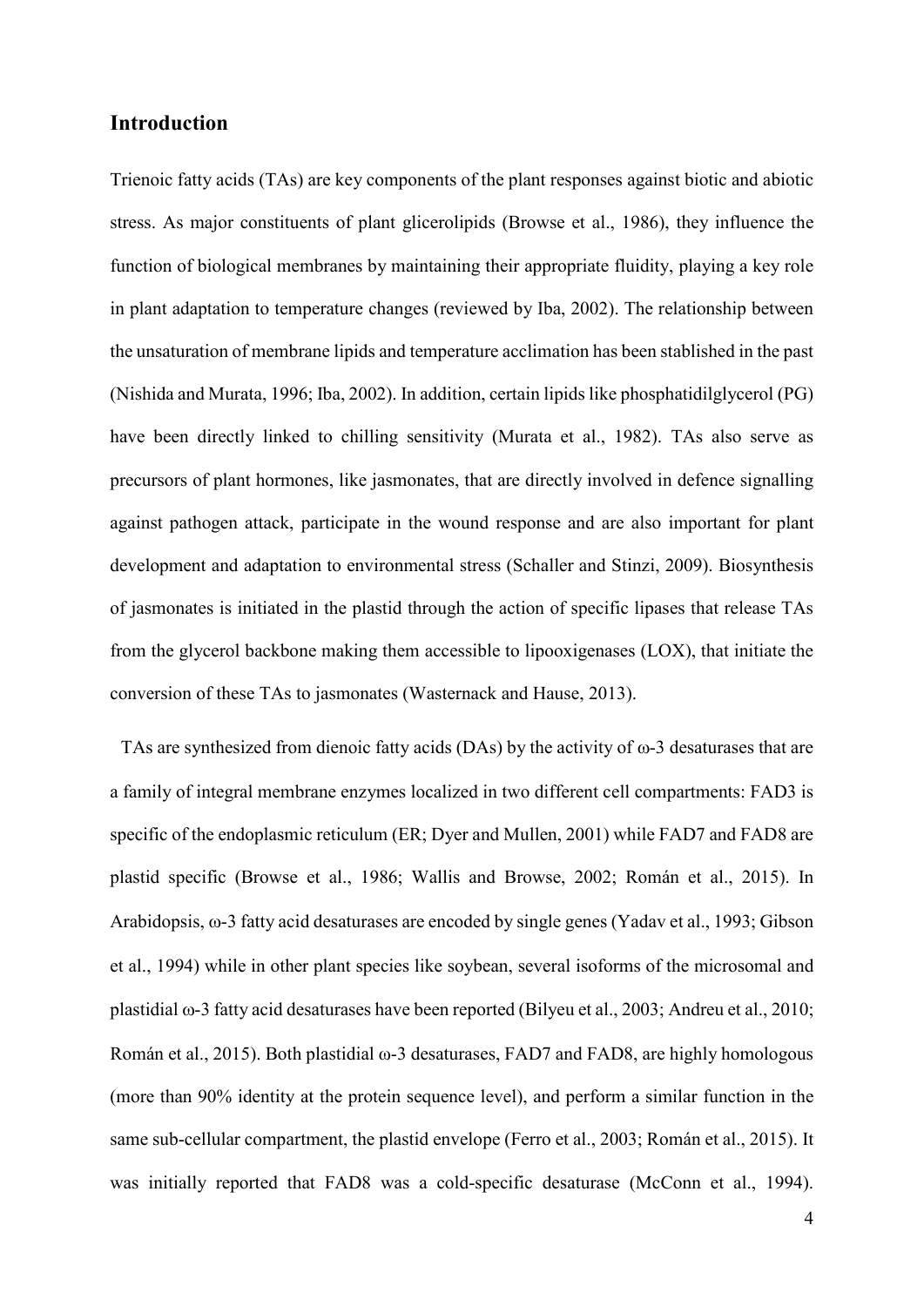## Introduction

Trienoic fatty acids (TAs) are key components of the plant responses against biotic and abiotic stress. As major constituents of plant glicerolipids (Browse et al., 1986), they influence the function of biological membranes by maintaining their appropriate fluidity, playing a key role in plant adaptation to temperature changes (reviewed by Iba, 2002). The relationship between the unsaturation of membrane lipids and temperature acclimation has been stablished in the past (Nishida and Murata, 1996; Iba, 2002). In addition, certain lipids like phosphatidilglycerol (PG) have been directly linked to chilling sensitivity (Murata et al., 1982). TAs also serve as precursors of plant hormones, like jasmonates, that are directly involved in defence signalling against pathogen attack, participate in the wound response and are also important for plant development and adaptation to environmental stress (Schaller and Stinzi, 2009). Biosynthesis of jasmonates is initiated in the plastid through the action of specific lipases that release TAs from the glycerol backbone making them accessible to lipooxigenases (LOX), that initiate the conversion of these TAs to jasmonates (Wasternack and Hause, 2013).

TAs are synthesized from dienoic fatty acids (DAs) by the activity of ω-3 desaturases that are a family of integral membrane enzymes localized in two different cell compartments: FAD3 is specific of the endoplasmic reticulum (ER; Dyer and Mullen, 2001) while FAD7 and FAD8 are plastid specific (Browse et al., 1986; Wallis and Browse, 2002; Román et al., 2015). In Arabidopsis, ω-3 fatty acid desaturases are encoded by single genes (Yadav et al., 1993; Gibson et al., 1994) while in other plant species like soybean, several isoforms of the microsomal and plastidial ω-3 fatty acid desaturases have been reported (Bilyeu et al., 2003; Andreu et al., 2010; Román et al., 2015). Both plastidial ω-3 desaturases, FAD7 and FAD8, are highly homologous (more than 90% identity at the protein sequence level), and perform a similar function in the same sub-cellular compartment, the plastid envelope (Ferro et al., 2003; Román et al., 2015). It was initially reported that FAD8 was a cold-specific desaturase (McConn et al., 1994).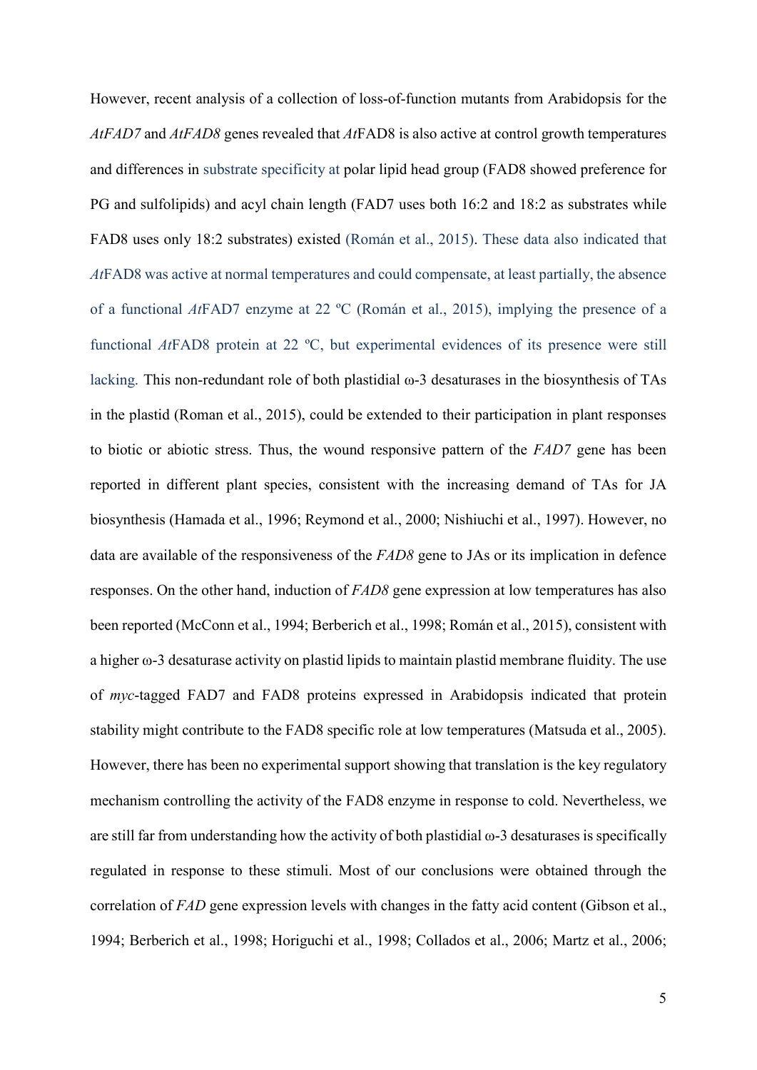However, recent analysis of a collection of loss-of-function mutants from Arabidopsis for the *AtFAD7* and *AtFAD8* genes revealed that *At*FAD8 is also active at control growth temperatures and differences in substrate specificity at polar lipid head group (FAD8 showed preference for PG and sulfolipids) and acyl chain length (FAD7 uses both 16:2 and 18:2 as substrates while FAD8 uses only 18:2 substrates) existed (Román et al., 2015). These data also indicated that *At*FAD8 was active at normal temperatures and could compensate, at least partially, the absence of a functional *At*FAD7 enzyme at 22 ºC (Román et al., 2015), implying the presence of a functional *At*FAD8 protein at 22 ºC, but experimental evidences of its presence were still lacking. This non-redundant role of both plastidial ω-3 desaturases in the biosynthesis of TAs in the plastid (Roman et al., 2015), could be extended to their participation in plant responses to biotic or abiotic stress. Thus, the wound responsive pattern of the *FAD7* gene has been reported in different plant species, consistent with the increasing demand of TAs for JA biosynthesis (Hamada et al., 1996; Reymond et al., 2000; Nishiuchi et al., 1997). However, no data are available of the responsiveness of the *FAD8* gene to JAs or its implication in defence responses. On the other hand, induction of *FAD8* gene expression at low temperatures has also been reported (McConn et al., 1994; Berberich et al., 1998; Román et al., 2015), consistent with a higher ω-3 desaturase activity on plastid lipids to maintain plastid membrane fluidity. The use of *myc*-tagged FAD7 and FAD8 proteins expressed in Arabidopsis indicated that protein stability might contribute to the FAD8 specific role at low temperatures (Matsuda et al., 2005). However, there has been no experimental support showing that translation is the key regulatory mechanism controlling the activity of the FAD8 enzyme in response to cold. Nevertheless, we are still far from understanding how the activity of both plastidial ω-3 desaturases is specifically regulated in response to these stimuli. Most of our conclusions were obtained through the correlation of *FAD* gene expression levels with changes in the fatty acid content (Gibson et al., 1994; Berberich et al., 1998; Horiguchi et al., 1998; Collados et al., 2006; Martz et al., 2006;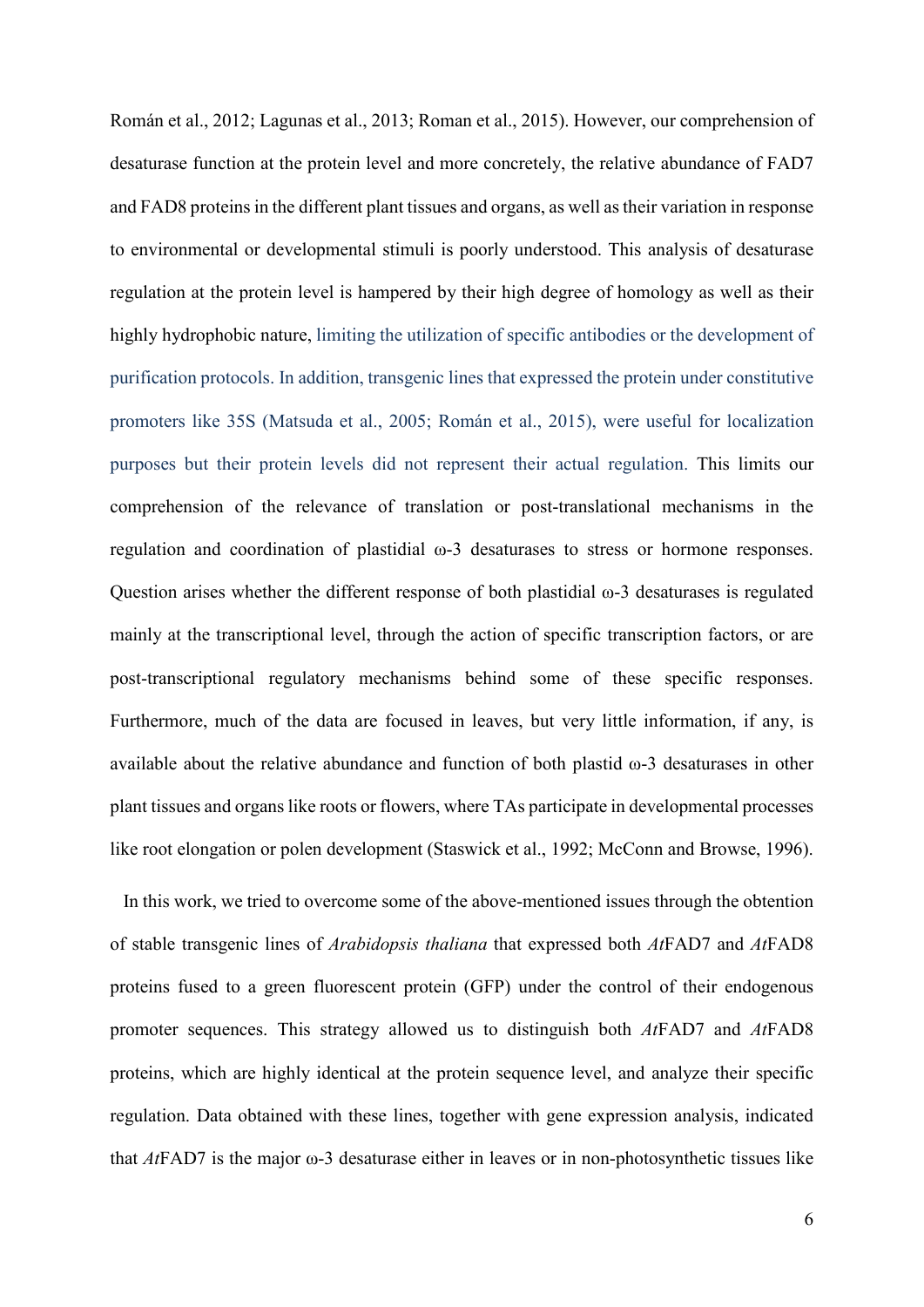Román et al., 2012; Lagunas et al., 2013; Roman et al., 2015). However, our comprehension of desaturase function at the protein level and more concretely, the relative abundance of FAD7 and FAD8 proteins in the different plant tissues and organs, as well as their variation in response to environmental or developmental stimuli is poorly understood. This analysis of desaturase regulation at the protein level is hampered by their high degree of homology as well as their highly hydrophobic nature, limiting the utilization of specific antibodies or the development of purification protocols. In addition, transgenic lines that expressed the protein under constitutive promoters like 35S (Matsuda et al., 2005; Román et al., 2015), were useful for localization purposes but their protein levels did not represent their actual regulation. This limits our comprehension of the relevance of translation or post-translational mechanisms in the regulation and coordination of plastidial ω-3 desaturases to stress or hormone responses. Question arises whether the different response of both plastidial ω-3 desaturases is regulated mainly at the transcriptional level, through the action of specific transcription factors, or are post-transcriptional regulatory mechanisms behind some of these specific responses. Furthermore, much of the data are focused in leaves, but very little information, if any, is available about the relative abundance and function of both plastid ω-3 desaturases in other plant tissues and organs like roots or flowers, where TAs participate in developmental processes like root elongation or polen development (Staswick et al., 1992; McConn and Browse, 1996).

In this work, we tried to overcome some of the above-mentioned issues through the obtention of stable transgenic lines of *Arabidopsis thaliana* that expressed both *At*FAD7 and *At*FAD8 proteins fused to a green fluorescent protein (GFP) under the control of their endogenous promoter sequences. This strategy allowed us to distinguish both *At*FAD7 and *At*FAD8 proteins, which are highly identical at the protein sequence level, and analyze their specific regulation. Data obtained with these lines, together with gene expression analysis, indicated that *At*FAD7 is the major ω-3 desaturase either in leaves or in non-photosynthetic tissues like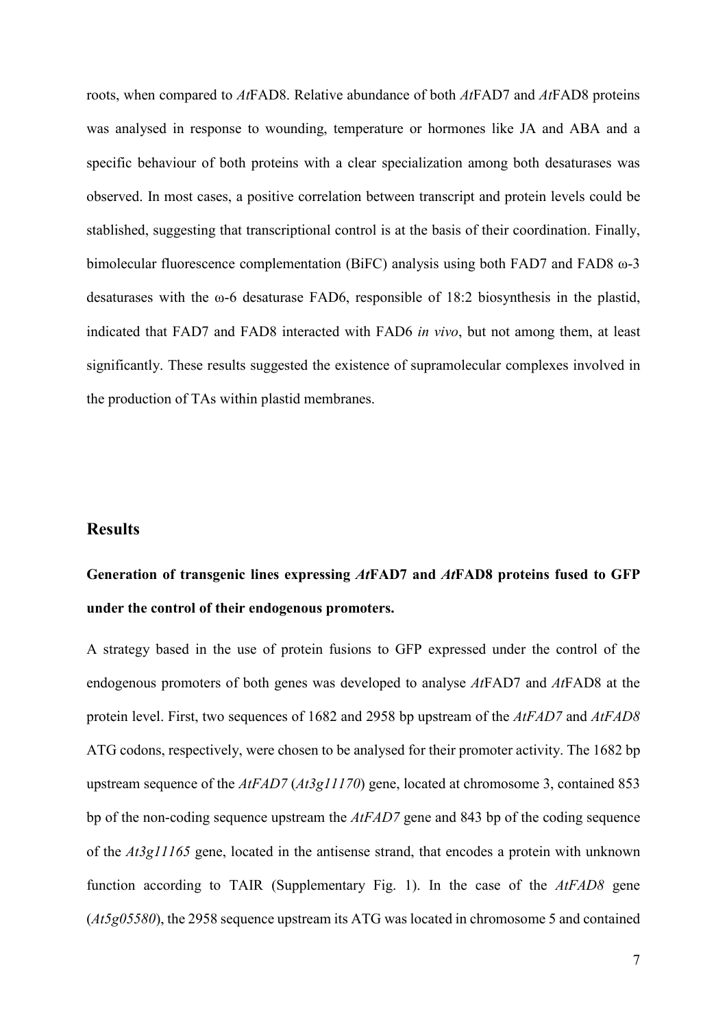roots, when compared to *At*FAD8. Relative abundance of both *At*FAD7 and *At*FAD8 proteins was analysed in response to wounding, temperature or hormones like JA and ABA and a specific behaviour of both proteins with a clear specialization among both desaturases was observed. In most cases, a positive correlation between transcript and protein levels could be stablished, suggesting that transcriptional control is at the basis of their coordination. Finally, bimolecular fluorescence complementation (BiFC) analysis using both FAD7 and FAD8 ω-3 desaturases with the ω-6 desaturase FAD6, responsible of 18:2 biosynthesis in the plastid, indicated that FAD7 and FAD8 interacted with FAD6 *in vivo*, but not among them, at least significantly. These results suggested the existence of supramolecular complexes involved in the production of TAs within plastid membranes.

## Results

**Generation of transgenic lines expressing *At*FAD7 and *At*FAD8 proteins fused to GFP under the control of their endogenous promoters.**

A strategy based in the use of protein fusions to GFP expressed under the control of the endogenous promoters of both genes was developed to analyse *At*FAD7 and *At*FAD8 at the protein level. First, two sequences of 1682 and 2958 bp upstream of the *AtFAD7* and *AtFAD8* ATG codons, respectively, were chosen to be analysed for their promoter activity. The 1682 bp upstream sequence of the *AtFAD7* (*At3g11170*) gene, located at chromosome 3, contained 853 bp of the non-coding sequence upstream the *AtFAD7* gene and 843 bp of the coding sequence of the *At3g11165* gene, located in the antisense strand, that encodes a protein with unknown function according to TAIR (Supplementary Fig. 1). In the case of the *AtFAD8* gene (*At5g05580*), the 2958 sequence upstream its ATG was located in chromosome 5 and contained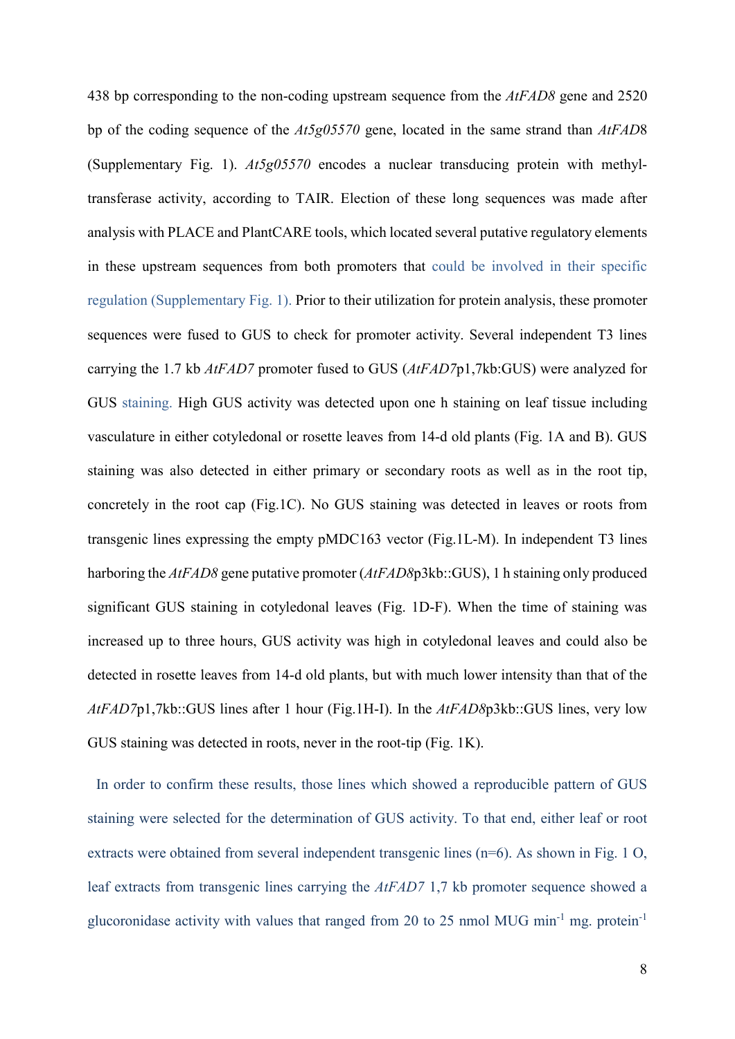438 bp corresponding to the non-coding upstream sequence from the *AtFAD8* gene and 2520 bp of the coding sequence of the *At5g05570* gene, located in the same strand than *AtFAD*8 (Supplementary Fig. 1). *At5g05570* encodes a nuclear transducing protein with methyl-transferase activity, according to TAIR. Election of these long sequences was made after analysis with PLACE and PlantCARE tools, which located several putative regulatory elements in these upstream sequences from both promoters that could be involved in their specific regulation (Supplementary Fig. 1). Prior to their utilization for protein analysis, these promoter sequences were fused to GUS to check for promoter activity. Several independent T3 lines carrying the 1.7 kb *AtFAD7* promoter fused to GUS (*AtFAD7*p1,7kb:GUS) were analyzed for GUS staining. High GUS activity was detected upon one h staining on leaf tissue including vasculature in either cotyledonal or rosette leaves from 14-d old plants (Fig. 1A and B). GUS staining was also detected in either primary or secondary roots as well as in the root tip, concretely in the root cap (Fig.1C). No GUS staining was detected in leaves or roots from transgenic lines expressing the empty pMDC163 vector (Fig.1L-M). In independent T3 lines harboring the *AtFAD8* gene putative promoter (*AtFAD8*p3kb::GUS), 1 h staining only produced significant GUS staining in cotyledonal leaves (Fig. 1D-F). When the time of staining was increased up to three hours, GUS activity was high in cotyledonal leaves and could also be detected in rosette leaves from 14-d old plants, but with much lower intensity than that of the *AtFAD7*p1,7kb::GUS lines after 1 hour (Fig.1H-I). In the *AtFAD8*p3kb::GUS lines, very low GUS staining was detected in roots, never in the root-tip (Fig. 1K).

In order to confirm these results, those lines which showed a reproducible pattern of GUS staining were selected for the determination of GUS activity. To that end, either leaf or root extracts were obtained from several independent transgenic lines (n=6). As shown in Fig. 1 O, leaf extracts from transgenic lines carrying the *AtFAD7* 1,7 kb promoter sequence showed a glucoronidase activity with values that ranged from 20 to 25 nmol MUG $min^{-1}$ mg. $protein^{-1}$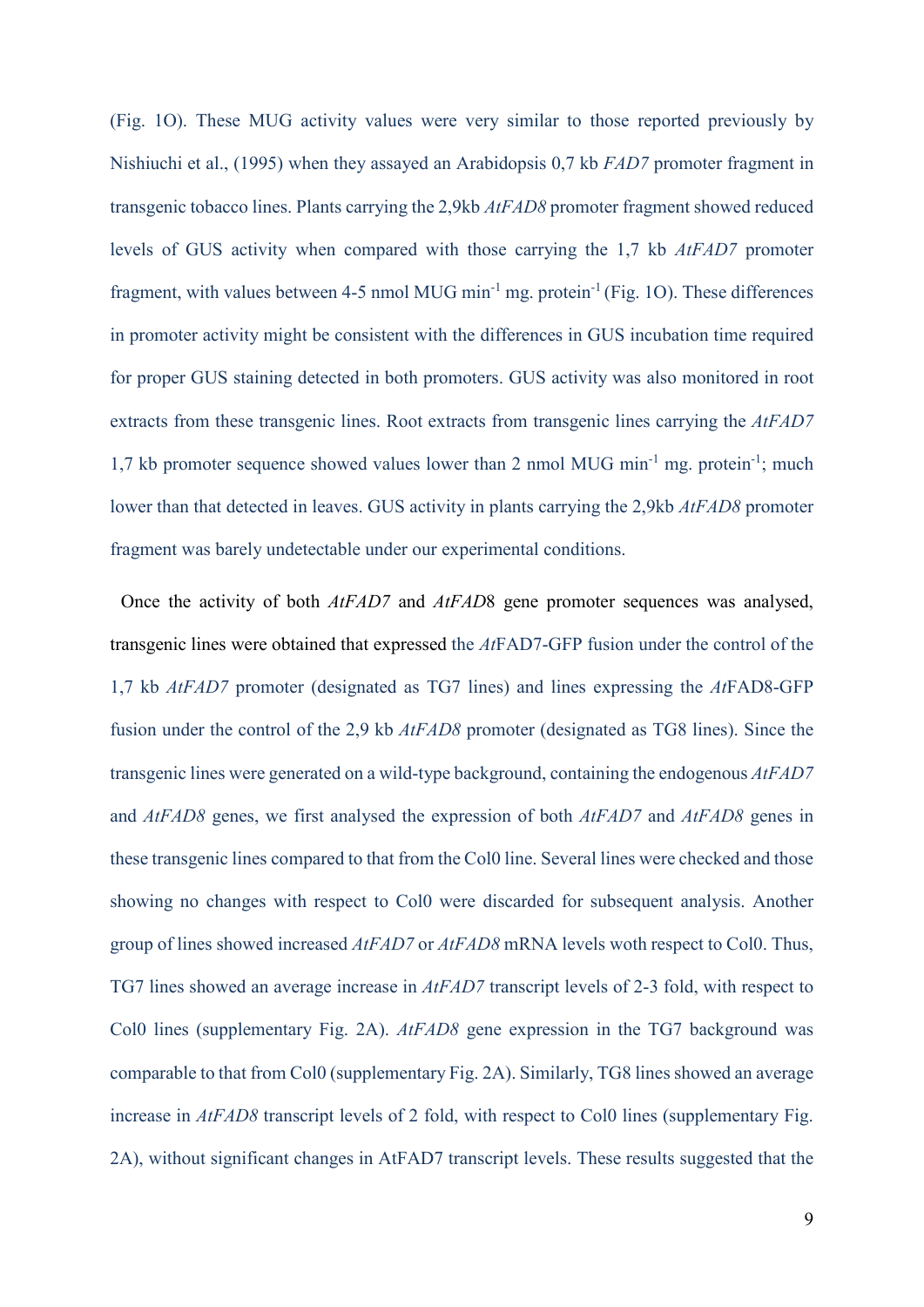(Fig. 1O). These MUG activity values were very similar to those reported previously by Nishiuchi et al., (1995) when they assayed an Arabidopsis 0,7 kb *FAD7* promoter fragment in transgenic tobacco lines. Plants carrying the 2,9kb *AtFAD8* promoter fragment showed reduced levels of GUS activity when compared with those carrying the 1,7 kb *AtFAD7* promoter fragment, with values between 4-5 nmol MUG min$^{-1}$ mg. protein$^{-1}$ (Fig. 1O). These differences in promoter activity might be consistent with the differences in GUS incubation time required for proper GUS staining detected in both promoters. GUS activity was also monitored in root extracts from these transgenic lines. Root extracts from transgenic lines carrying the *AtFAD7* 1,7 kb promoter sequence showed values lower than 2 nmol MUG min$^{-1}$ mg. protein$^{-1}$; much lower than that detected in leaves. GUS activity in plants carrying the 2,9kb *AtFAD8* promoter fragment was barely undetectable under our experimental conditions.

Once the activity of both *AtFAD7* and *AtFAD*8 gene promoter sequences was analysed, transgenic lines were obtained that expressed the *At*FAD7-GFP fusion under the control of the 1,7 kb *AtFAD7* promoter (designated as TG7 lines) and lines expressing the *At*FAD8-GFP fusion under the control of the 2,9 kb *AtFAD8* promoter (designated as TG8 lines). Since the transgenic lines were generated on a wild-type background, containing the endogenous *AtFAD7* and *AtFAD8* genes, we first analysed the expression of both *AtFAD7* and *AtFAD8* genes in these transgenic lines compared to that from the Col0 line. Several lines were checked and those showing no changes with respect to Col0 were discarded for subsequent analysis. Another group of lines showed increased *AtFAD7* or *AtFAD8* mRNA levels woth respect to Col0. Thus, TG7 lines showed an average increase in *AtFAD7* transcript levels of 2-3 fold, with respect to Col0 lines (supplementary Fig. 2A). *AtFAD8* gene expression in the TG7 background was comparable to that from Col0 (supplementary Fig. 2A). Similarly, TG8 lines showed an average increase in *AtFAD8* transcript levels of 2 fold, with respect to Col0 lines (supplementary Fig. 2A), without significant changes in AtFAD7 transcript levels. These results suggested that the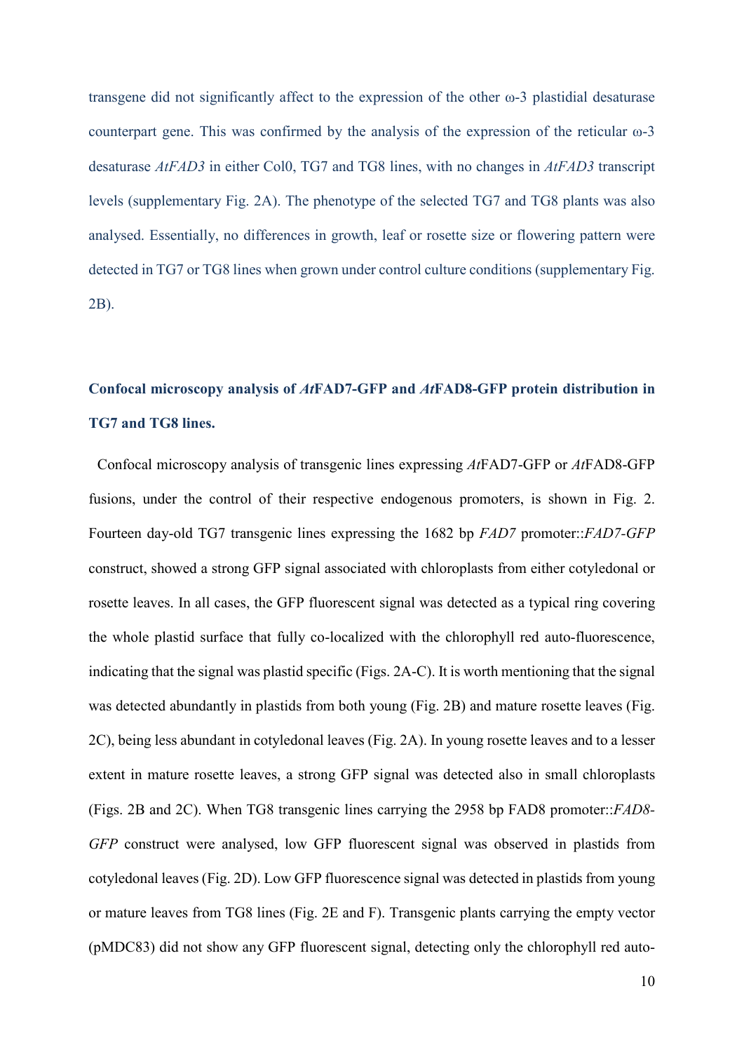transgene did not significantly affect to the expression of the other ω-3 plastidial desaturase counterpart gene. This was confirmed by the analysis of the expression of the reticular ω-3 desaturase *AtFAD3* in either Col0, TG7 and TG8 lines, with no changes in *AtFAD3* transcript levels (supplementary Fig. 2A). The phenotype of the selected TG7 and TG8 plants was also analysed. Essentially, no differences in growth, leaf or rosette size or flowering pattern were detected in TG7 or TG8 lines when grown under control culture conditions (supplementary Fig. 2B).

## Confocal microscopy analysis of *At*FAD7-GFP and *At*FAD8-GFP protein distribution in TG7 and TG8 lines.

Confocal microscopy analysis of transgenic lines expressing *At*FAD7-GFP or *At*FAD8-GFP fusions, under the control of their respective endogenous promoters, is shown in Fig. 2. Fourteen day-old TG7 transgenic lines expressing the 1682 bp *FAD7* promoter::*FAD7-GFP* construct, showed a strong GFP signal associated with chloroplasts from either cotyledonal or rosette leaves. In all cases, the GFP fluorescent signal was detected as a typical ring covering the whole plastid surface that fully co-localized with the chlorophyll red auto-fluorescence, indicating that the signal was plastid specific (Figs. 2A-C). It is worth mentioning that the signal was detected abundantly in plastids from both young (Fig. 2B) and mature rosette leaves (Fig. 2C), being less abundant in cotyledonal leaves (Fig. 2A). In young rosette leaves and to a lesser extent in mature rosette leaves, a strong GFP signal was detected also in small chloroplasts (Figs. 2B and 2C). When TG8 transgenic lines carrying the 2958 bp FAD8 promoter::*FAD8-GFP* construct were analysed, low GFP fluorescent signal was observed in plastids from cotyledonal leaves (Fig. 2D). Low GFP fluorescence signal was detected in plastids from young or mature leaves from TG8 lines (Fig. 2E and F). Transgenic plants carrying the empty vector (pMDC83) did not show any GFP fluorescent signal, detecting only the chlorophyll red auto-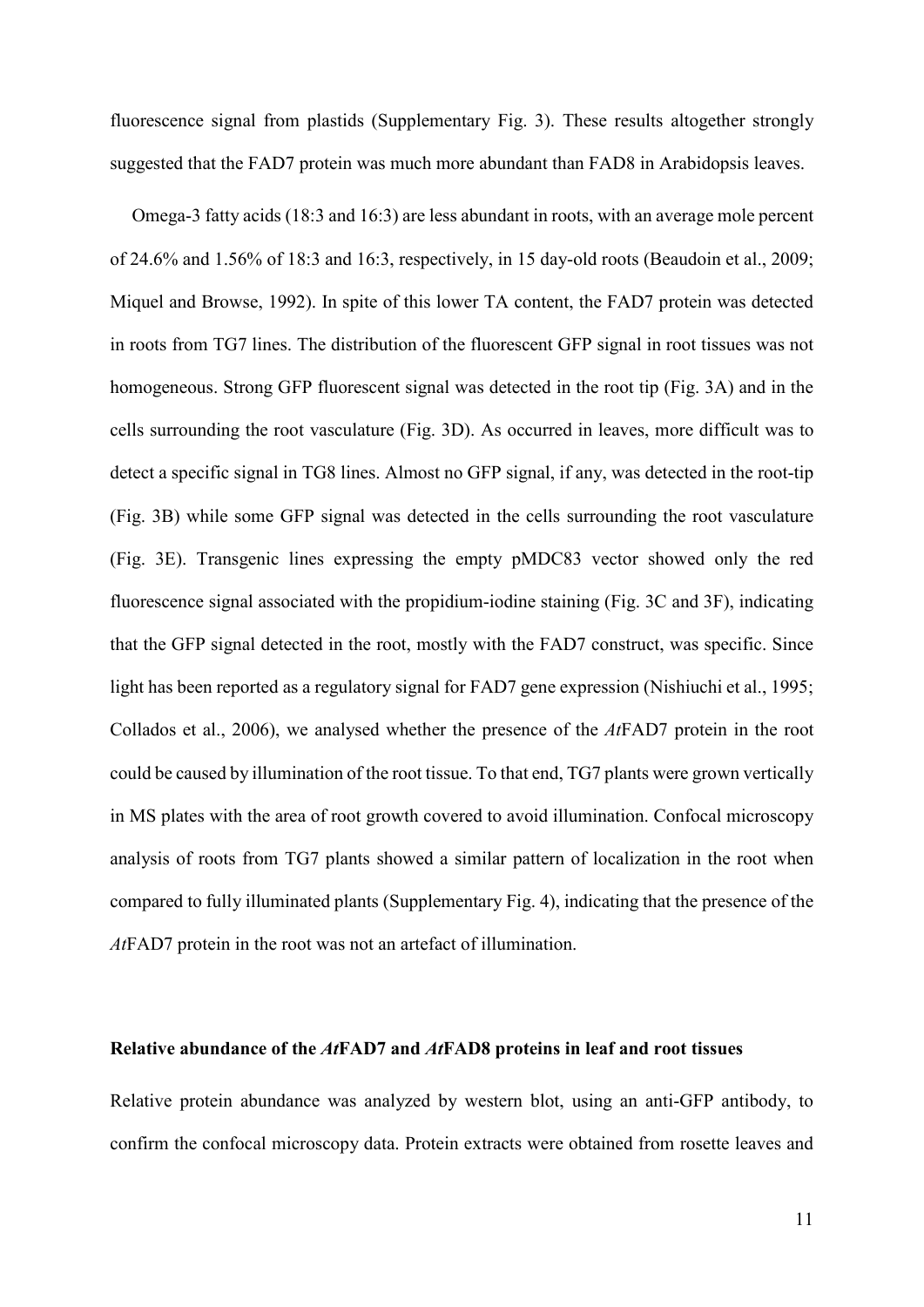fluorescence signal from plastids (Supplementary Fig. 3). These results altogether strongly suggested that the FAD7 protein was much more abundant than FAD8 in Arabidopsis leaves.

Omega-3 fatty acids (18:3 and 16:3) are less abundant in roots, with an average mole percent of 24.6% and 1.56% of 18:3 and 16:3, respectively, in 15 day-old roots (Beaudoin et al., 2009; Miquel and Browse, 1992). In spite of this lower TA content, the FAD7 protein was detected in roots from TG7 lines. The distribution of the fluorescent GFP signal in root tissues was not homogeneous. Strong GFP fluorescent signal was detected in the root tip (Fig. 3A) and in the cells surrounding the root vasculature (Fig. 3D). As occurred in leaves, more difficult was to detect a specific signal in TG8 lines. Almost no GFP signal, if any, was detected in the root-tip (Fig. 3B) while some GFP signal was detected in the cells surrounding the root vasculature (Fig. 3E). Transgenic lines expressing the empty pMDC83 vector showed only the red fluorescence signal associated with the propidium-iodine staining (Fig. 3C and 3F), indicating that the GFP signal detected in the root, mostly with the FAD7 construct, was specific. Since light has been reported as a regulatory signal for FAD7 gene expression (Nishiuchi et al., 1995; Collados et al., 2006), we analysed whether the presence of the *At*FAD7 protein in the root could be caused by illumination of the root tissue. To that end, TG7 plants were grown vertically in MS plates with the area of root growth covered to avoid illumination. Confocal microscopy analysis of roots from TG7 plants showed a similar pattern of localization in the root when compared to fully illuminated plants (Supplementary Fig. 4), indicating that the presence of the *At*FAD7 protein in the root was not an artefact of illumination.

### Relative abundance of the *At*FAD7 and *At*FAD8 proteins in leaf and root tissues

Relative protein abundance was analyzed by western blot, using an anti-GFP antibody, to confirm the confocal microscopy data. Protein extracts were obtained from rosette leaves and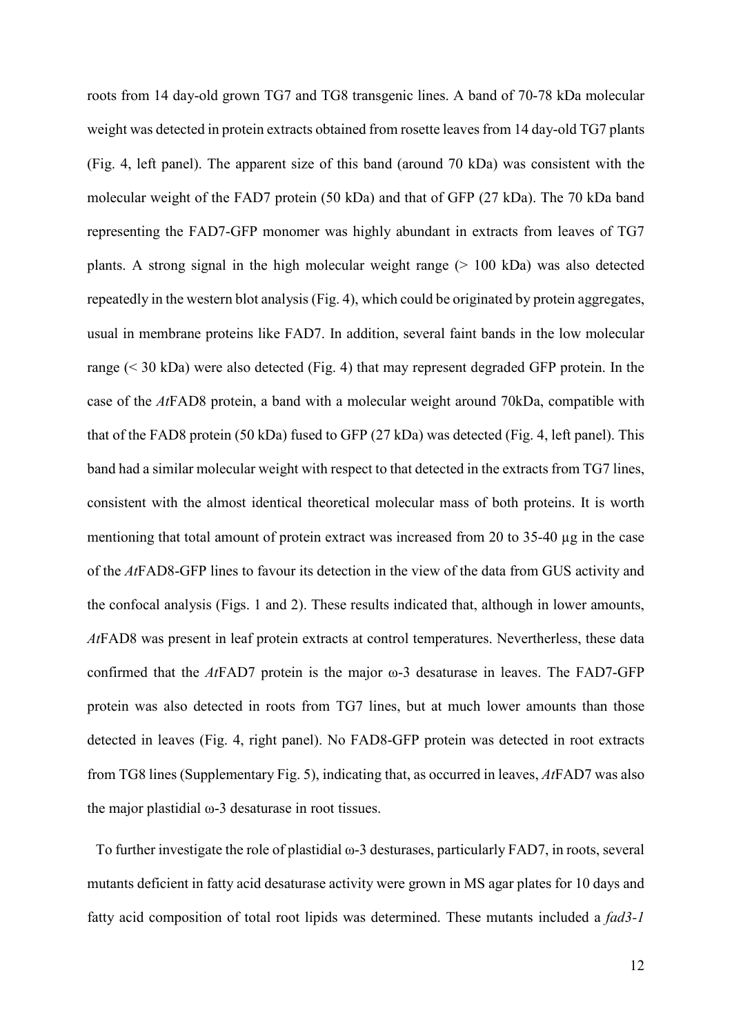roots from 14 day-old grown TG7 and TG8 transgenic lines. A band of 70-78 kDa molecular weight was detected in protein extracts obtained from rosette leaves from 14 day-old TG7 plants (Fig. 4, left panel). The apparent size of this band (around 70 kDa) was consistent with the molecular weight of the FAD7 protein (50 kDa) and that of GFP (27 kDa). The 70 kDa band representing the FAD7-GFP monomer was highly abundant in extracts from leaves of TG7 plants. A strong signal in the high molecular weight range (> 100 kDa) was also detected repeatedly in the western blot analysis (Fig. 4), which could be originated by protein aggregates, usual in membrane proteins like FAD7. In addition, several faint bands in the low molecular range (< 30 kDa) were also detected (Fig. 4) that may represent degraded GFP protein. In the case of the *At*FAD8 protein, a band with a molecular weight around 70kDa, compatible with that of the FAD8 protein (50 kDa) fused to GFP (27 kDa) was detected (Fig. 4, left panel). This band had a similar molecular weight with respect to that detected in the extracts from TG7 lines, consistent with the almost identical theoretical molecular mass of both proteins. It is worth mentioning that total amount of protein extract was increased from 20 to 35-40 µg in the case of the *At*FAD8-GFP lines to favour its detection in the view of the data from GUS activity and the confocal analysis (Figs. 1 and 2). These results indicated that, although in lower amounts, *At*FAD8 was present in leaf protein extracts at control temperatures. Nevertheless, these data confirmed that the *At*FAD7 protein is the major ω-3 desaturase in leaves. The FAD7-GFP protein was also detected in roots from TG7 lines, but at much lower amounts than those detected in leaves (Fig. 4, right panel). No FAD8-GFP protein was detected in root extracts from TG8 lines (Supplementary Fig. 5), indicating that, as occurred in leaves, *At*FAD7 was also the major plastidial ω-3 desaturase in root tissues.

To further investigate the role of plastidial ω-3 desturases, particularly FAD7, in roots, several mutants deficient in fatty acid desaturase activity were grown in MS agar plates for 10 days and fatty acid composition of total root lipids was determined. These mutants included a *fad3-1*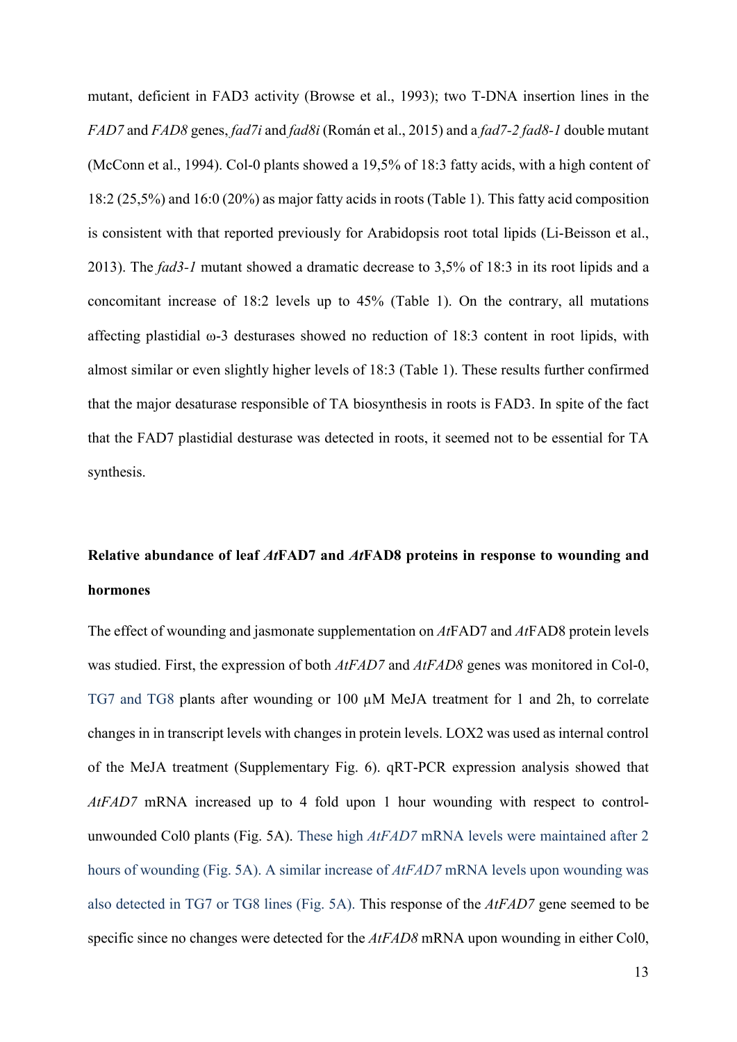mutant, deficient in FAD3 activity (Browse et al., 1993); two T-DNA insertion lines in the *FAD7* and *FAD8* genes, *fad7i* and *fad8i* (Román et al., 2015) and a *fad7-2 fad8-1* double mutant (McConn et al., 1994). Col-0 plants showed a 19,5% of 18:3 fatty acids, with a high content of 18:2 (25,5%) and 16:0 (20%) as major fatty acids in roots (Table 1). This fatty acid composition is consistent with that reported previously for Arabidopsis root total lipids (Li-Beisson et al., 2013). The *fad3-1* mutant showed a dramatic decrease to 3,5% of 18:3 in its root lipids and a concomitant increase of 18:2 levels up to 45% (Table 1). On the contrary, all mutations affecting plastidial ω-3 desturases showed no reduction of 18:3 content in root lipids, with almost similar or even slightly higher levels of 18:3 (Table 1). These results further confirmed that the major desaturase responsible of TA biosynthesis in roots is FAD3. In spite of the fact that the FAD7 plastidial desturase was detected in roots, it seemed not to be essential for TA synthesis.

## Relative abundance of leaf *At*FAD7 and *At*FAD8 proteins in response to wounding and hormones

The effect of wounding and jasmonate supplementation on *At*FAD7 and *At*FAD8 protein levels was studied. First, the expression of both *AtFAD7* and *AtFAD8* genes was monitored in Col-0, TG7 and TG8 plants after wounding or 100 µM MeJA treatment for 1 and 2h, to correlate changes in in transcript levels with changes in protein levels. LOX2 was used as internal control of the MeJA treatment (Supplementary Fig. 6). qRT-PCR expression analysis showed that *AtFAD7* mRNA increased up to 4 fold upon 1 hour wounding with respect to control-unwounded Col0 plants (Fig. 5A). These high *AtFAD7* mRNA levels were maintained after 2 hours of wounding (Fig. 5A). A similar increase of *AtFAD7* mRNA levels upon wounding was also detected in TG7 or TG8 lines (Fig. 5A). This response of the *AtFAD7* gene seemed to be specific since no changes were detected for the *AtFAD8* mRNA upon wounding in either Col0,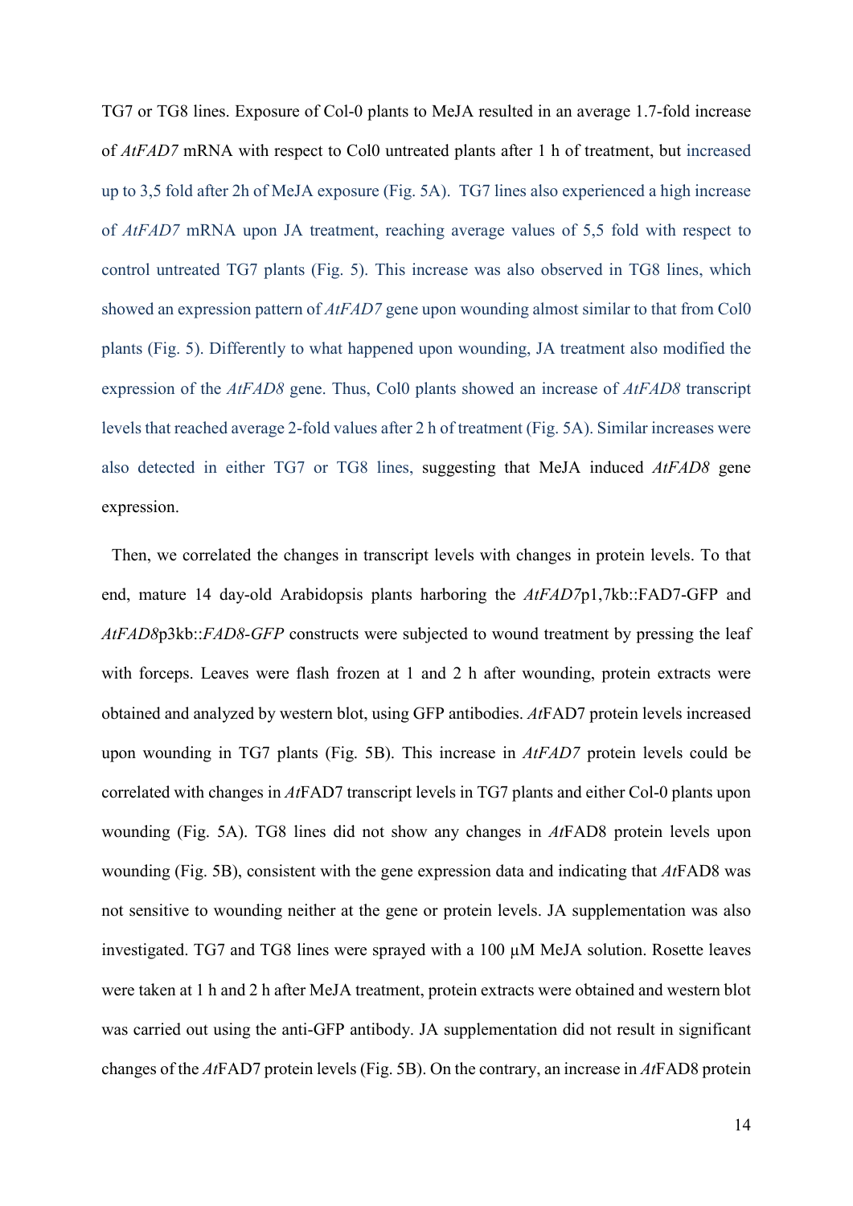TG7 or TG8 lines. Exposure of Col-0 plants to MeJA resulted in an average 1.7-fold increase of *AtFAD7* mRNA with respect to Col0 untreated plants after 1 h of treatment, but increased up to 3,5 fold after 2h of MeJA exposure (Fig. 5A). TG7 lines also experienced a high increase of *AtFAD7* mRNA upon JA treatment, reaching average values of 5,5 fold with respect to control untreated TG7 plants (Fig. 5). This increase was also observed in TG8 lines, which showed an expression pattern of *AtFAD7* gene upon wounding almost similar to that from Col0 plants (Fig. 5). Differently to what happened upon wounding, JA treatment also modified the expression of the *AtFAD8* gene. Thus, Col0 plants showed an increase of *AtFAD8* transcript levels that reached average 2-fold values after 2 h of treatment (Fig. 5A). Similar increases were also detected in either TG7 or TG8 lines, suggesting that MeJA induced *AtFAD8* gene expression.

Then, we correlated the changes in transcript levels with changes in protein levels. To that end, mature 14 day-old Arabidopsis plants harboring the *AtFAD7*p1,7kb::FAD7-GFP and *AtFAD8*p3kb::*FAD8-GFP* constructs were subjected to wound treatment by pressing the leaf with forceps. Leaves were flash frozen at 1 and 2 h after wounding, protein extracts were obtained and analyzed by western blot, using GFP antibodies. *At*FAD7 protein levels increased upon wounding in TG7 plants (Fig. 5B). This increase in *AtFAD7* protein levels could be correlated with changes in *At*FAD7 transcript levels in TG7 plants and either Col-0 plants upon wounding (Fig. 5A). TG8 lines did not show any changes in *At*FAD8 protein levels upon wounding (Fig. 5B), consistent with the gene expression data and indicating that *At*FAD8 was not sensitive to wounding neither at the gene or protein levels. JA supplementation was also investigated. TG7 and TG8 lines were sprayed with a 100 µM MeJA solution. Rosette leaves were taken at 1 h and 2 h after MeJA treatment, protein extracts were obtained and western blot was carried out using the anti-GFP antibody. JA supplementation did not result in significant changes of the *At*FAD7 protein levels (Fig. 5B). On the contrary, an increase in *At*FAD8 protein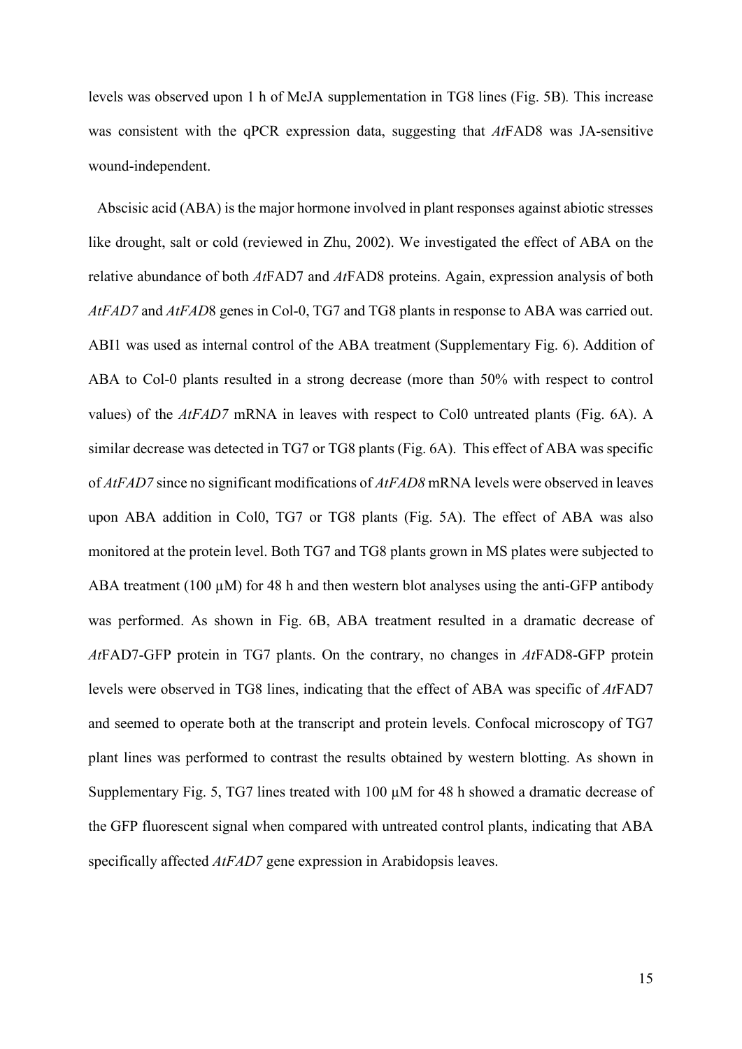levels was observed upon 1 h of MeJA supplementation in TG8 lines (Fig. 5B). This increase was consistent with the qPCR expression data, suggesting that *At*FAD8 was JA-sensitive wound-independent.

Abscisic acid (ABA) is the major hormone involved in plant responses against abiotic stresses like drought, salt or cold (reviewed in Zhu, 2002). We investigated the effect of ABA on the relative abundance of both *At*FAD7 and *At*FAD8 proteins. Again, expression analysis of both *AtFAD7* and *AtFAD*8 genes in Col-0, TG7 and TG8 plants in response to ABA was carried out. ABI1 was used as internal control of the ABA treatment (Supplementary Fig. 6). Addition of ABA to Col-0 plants resulted in a strong decrease (more than 50% with respect to control values) of the *AtFAD7* mRNA in leaves with respect to Col0 untreated plants (Fig. 6A). A similar decrease was detected in TG7 or TG8 plants (Fig. 6A). This effect of ABA was specific of *AtFAD7* since no significant modifications of *AtFAD8* mRNA levels were observed in leaves upon ABA addition in Col0, TG7 or TG8 plants (Fig. 5A). The effect of ABA was also monitored at the protein level. Both TG7 and TG8 plants grown in MS plates were subjected to ABA treatment (100 µM) for 48 h and then western blot analyses using the anti-GFP antibody was performed. As shown in Fig. 6B, ABA treatment resulted in a dramatic decrease of *At*FAD7-GFP protein in TG7 plants. On the contrary, no changes in *At*FAD8-GFP protein levels were observed in TG8 lines, indicating that the effect of ABA was specific of *At*FAD7 and seemed to operate both at the transcript and protein levels. Confocal microscopy of TG7 plant lines was performed to contrast the results obtained by western blotting. As shown in Supplementary Fig. 5, TG7 lines treated with 100 µM for 48 h showed a dramatic decrease of the GFP fluorescent signal when compared with untreated control plants, indicating that ABA specifically affected *AtFAD7* gene expression in Arabidopsis leaves.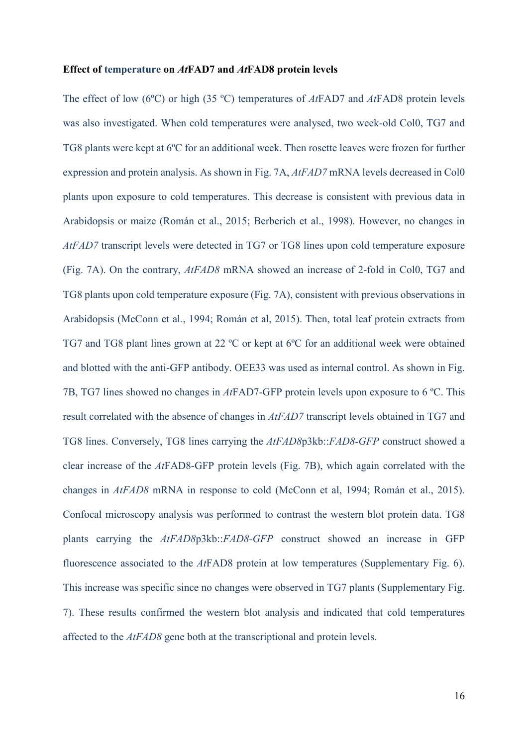**Effect of temperature on *At*FAD7 and *At*FAD8 protein levels**

The effect of low (6ºC) or high (35 ºC) temperatures of *At*FAD7 and *At*FAD8 protein levels was also investigated. When cold temperatures were analysed, two week-old Col0, TG7 and TG8 plants were kept at 6ºC for an additional week. Then rosette leaves were frozen for further expression and protein analysis. As shown in Fig. 7A, *AtFAD7* mRNA levels decreased in Col0 plants upon exposure to cold temperatures. This decrease is consistent with previous data in Arabidopsis or maize (Román et al., 2015; Berberich et al., 1998). However, no changes in *AtFAD7* transcript levels were detected in TG7 or TG8 lines upon cold temperature exposure (Fig. 7A). On the contrary, *AtFAD8* mRNA showed an increase of 2-fold in Col0, TG7 and TG8 plants upon cold temperature exposure (Fig. 7A), consistent with previous observations in Arabidopsis (McConn et al., 1994; Román et al, 2015). Then, total leaf protein extracts from TG7 and TG8 plant lines grown at 22 ºC or kept at 6ºC for an additional week were obtained and blotted with the anti-GFP antibody. OEE33 was used as internal control. As shown in Fig. 7B, TG7 lines showed no changes in *At*FAD7-GFP protein levels upon exposure to 6 ºC. This result correlated with the absence of changes in *AtFAD7* transcript levels obtained in TG7 and TG8 lines. Conversely, TG8 lines carrying the *AtFAD8*p3kb::*FAD8-GFP* construct showed a clear increase of the *At*FAD8-GFP protein levels (Fig. 7B), which again correlated with the changes in *AtFAD8* mRNA in response to cold (McConn et al, 1994; Román et al., 2015). Confocal microscopy analysis was performed to contrast the western blot protein data. TG8 plants carrying the *AtFAD8*p3kb::*FAD8-GFP* construct showed an increase in GFP fluorescence associated to the *At*FAD8 protein at low temperatures (Supplementary Fig. 6). This increase was specific since no changes were observed in TG7 plants (Supplementary Fig. 7). These results confirmed the western blot analysis and indicated that cold temperatures affected to the *AtFAD8* gene both at the transcriptional and protein levels.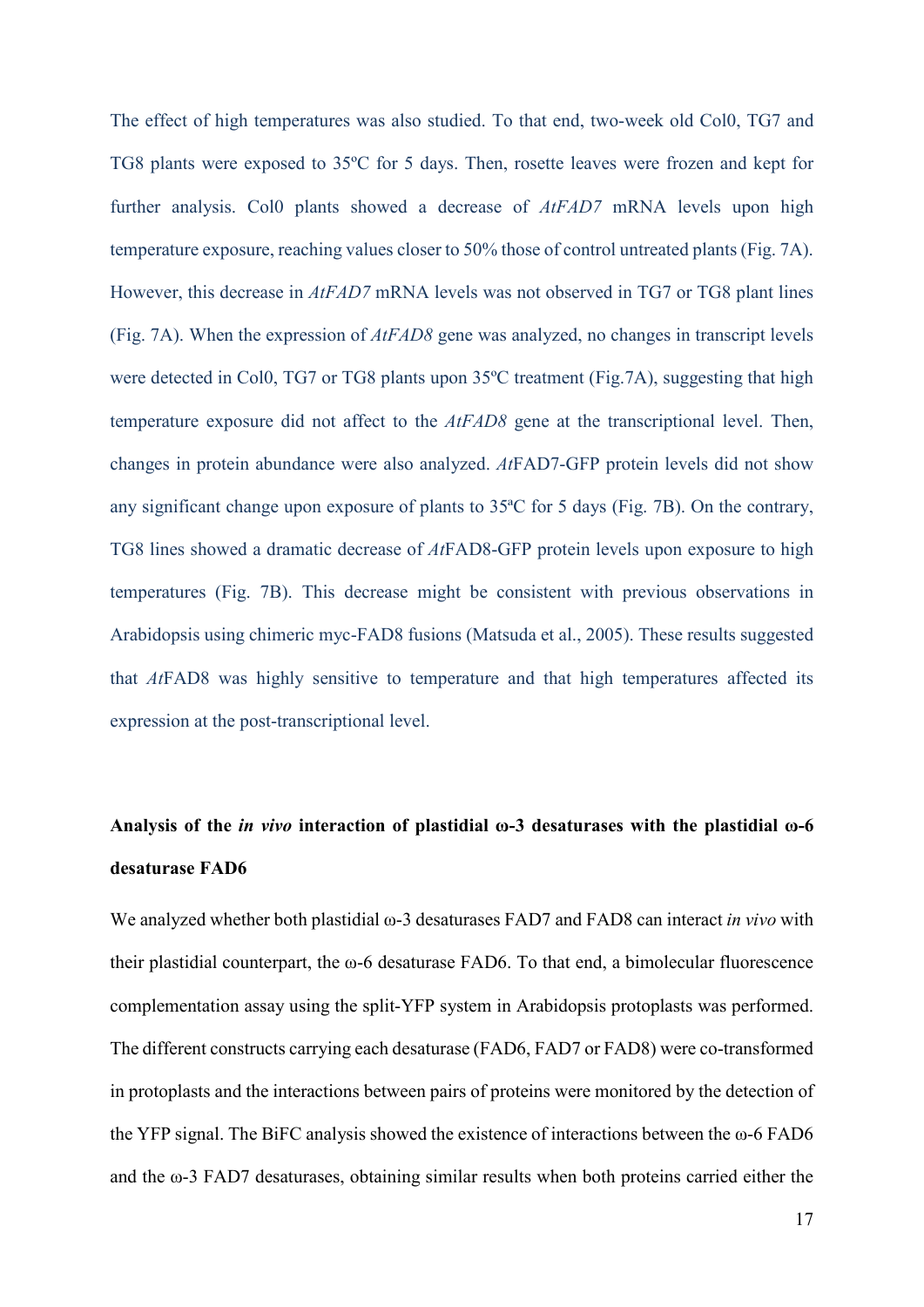The effect of high temperatures was also studied. To that end, two-week old Col0, TG7 and TG8 plants were exposed to 35ºC for 5 days. Then, rosette leaves were frozen and kept for further analysis. Col0 plants showed a decrease of *AtFAD7* mRNA levels upon high temperature exposure, reaching values closer to 50% those of control untreated plants (Fig. 7A). However, this decrease in *AtFAD7* mRNA levels was not observed in TG7 or TG8 plant lines (Fig. 7A). When the expression of *AtFAD8* gene was analyzed, no changes in transcript levels were detected in Col0, TG7 or TG8 plants upon 35ºC treatment (Fig.7A), suggesting that high temperature exposure did not affect to the *AtFAD8* gene at the transcriptional level. Then, changes in protein abundance were also analyzed. *At*FAD7-GFP protein levels did not show any significant change upon exposure of plants to 35ªC for 5 days (Fig. 7B). On the contrary, TG8 lines showed a dramatic decrease of *At*FAD8-GFP protein levels upon exposure to high temperatures (Fig. 7B). This decrease might be consistent with previous observations in Arabidopsis using chimeric myc-FAD8 fusions (Matsuda et al., 2005). These results suggested that *At*FAD8 was highly sensitive to temperature and that high temperatures affected its expression at the post-transcriptional level.

## Analysis of the *in vivo* interaction of plastidial ω-3 desaturases with the plastidial ω-6 desaturase FAD6

We analyzed whether both plastidial ω-3 desaturases FAD7 and FAD8 can interact *in vivo* with their plastidial counterpart, the ω-6 desaturase FAD6. To that end, a bimolecular fluorescence complementation assay using the split-YFP system in Arabidopsis protoplasts was performed. The different constructs carrying each desaturase (FAD6, FAD7 or FAD8) were co-transformed in protoplasts and the interactions between pairs of proteins were monitored by the detection of the YFP signal. The BiFC analysis showed the existence of interactions between the ω-6 FAD6 and the ω-3 FAD7 desaturases, obtaining similar results when both proteins carried either the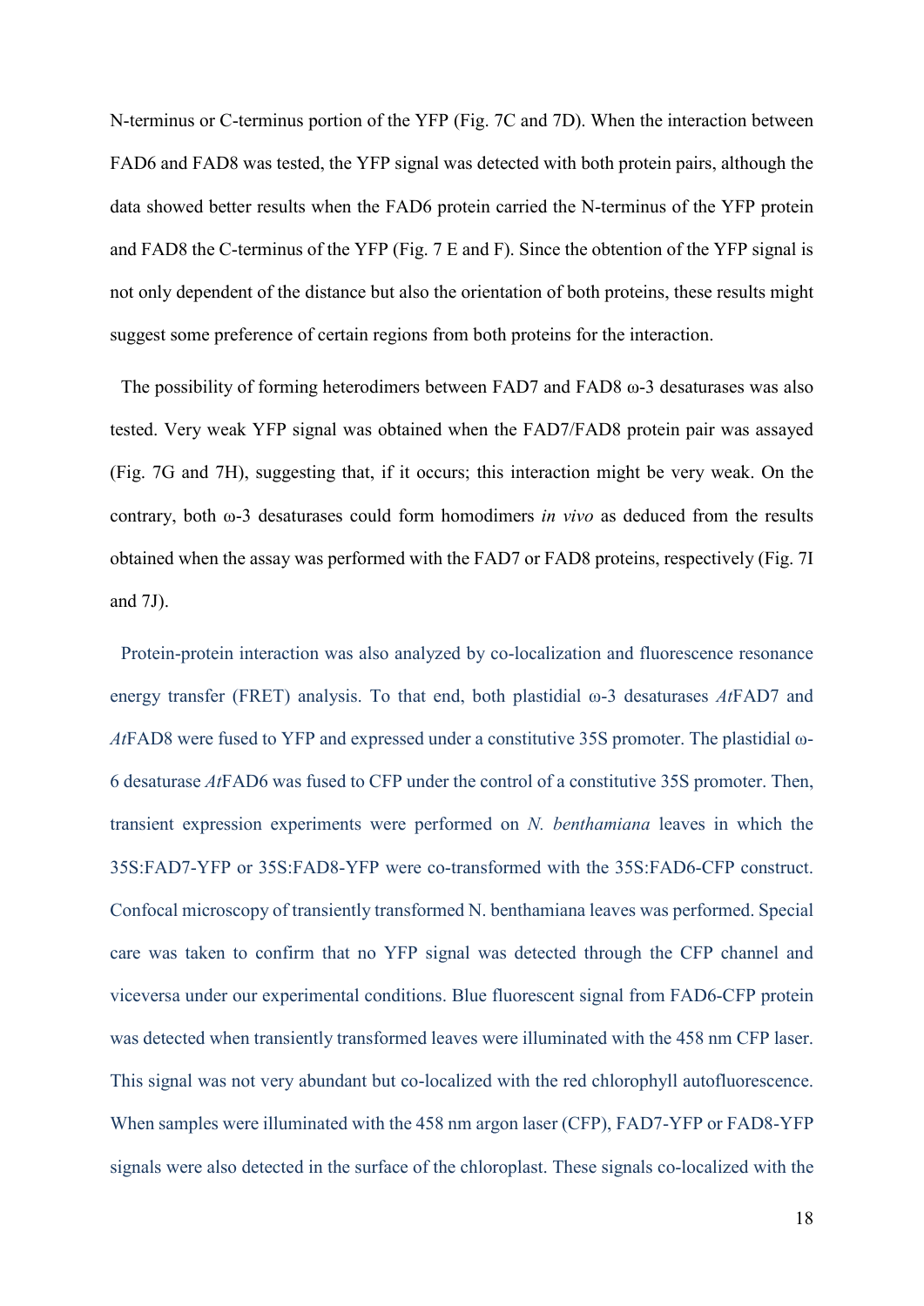N-terminus or C-terminus portion of the YFP (Fig. 7C and 7D). When the interaction between FAD6 and FAD8 was tested, the YFP signal was detected with both protein pairs, although the data showed better results when the FAD6 protein carried the N-terminus of the YFP protein and FAD8 the C-terminus of the YFP (Fig. 7 E and F). Since the obtention of the YFP signal is not only dependent of the distance but also the orientation of both proteins, these results might suggest some preference of certain regions from both proteins for the interaction.

The possibility of forming heterodimers between FAD7 and FAD8 ω-3 desaturases was also tested. Very weak YFP signal was obtained when the FAD7/FAD8 protein pair was assayed (Fig. 7G and 7H), suggesting that, if it occurs; this interaction might be very weak. On the contrary, both ω-3 desaturases could form homodimers *in vivo* as deduced from the results obtained when the assay was performed with the FAD7 or FAD8 proteins, respectively (Fig. 7I and 7J).

Protein-protein interaction was also analyzed by co-localization and fluorescence resonance energy transfer (FRET) analysis. To that end, both plastidial ω-3 desaturases *At*FAD7 and *At*FAD8 were fused to YFP and expressed under a constitutive 35S promoter. The plastidial ω-6 desaturase *At*FAD6 was fused to CFP under the control of a constitutive 35S promoter. Then, transient expression experiments were performed on *N. benthamiana* leaves in which the 35S:FAD7-YFP or 35S:FAD8-YFP were co-transformed with the 35S:FAD6-CFP construct. Confocal microscopy of transiently transformed N. benthamiana leaves was performed. Special care was taken to confirm that no YFP signal was detected through the CFP channel and viceversa under our experimental conditions. Blue fluorescent signal from FAD6-CFP protein was detected when transiently transformed leaves were illuminated with the 458 nm CFP laser. This signal was not very abundant but co-localized with the red chlorophyll autofluorescence. When samples were illuminated with the 458 nm argon laser (CFP), FAD7-YFP or FAD8-YFP signals were also detected in the surface of the chloroplast. These signals co-localized with the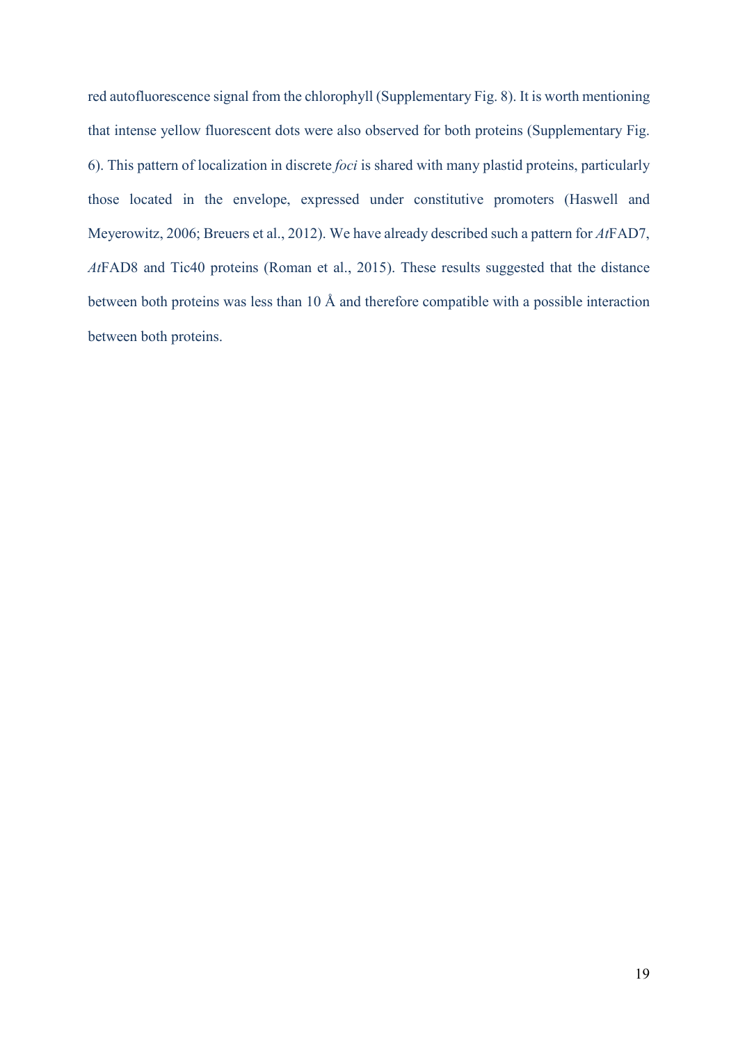red autofluorescence signal from the chlorophyll (Supplementary Fig. 8). It is worth mentioning that intense yellow fluorescent dots were also observed for both proteins (Supplementary Fig. 6). This pattern of localization in discrete *foci* is shared with many plastid proteins, particularly those located in the envelope, expressed under constitutive promoters (Haswell and Meyerowitz, 2006; Breuers et al., 2012). We have already described such a pattern for *At*FAD7, *At*FAD8 and Tic40 proteins (Roman et al., 2015). These results suggested that the distance between both proteins was less than 10 Å and therefore compatible with a possible interaction between both proteins.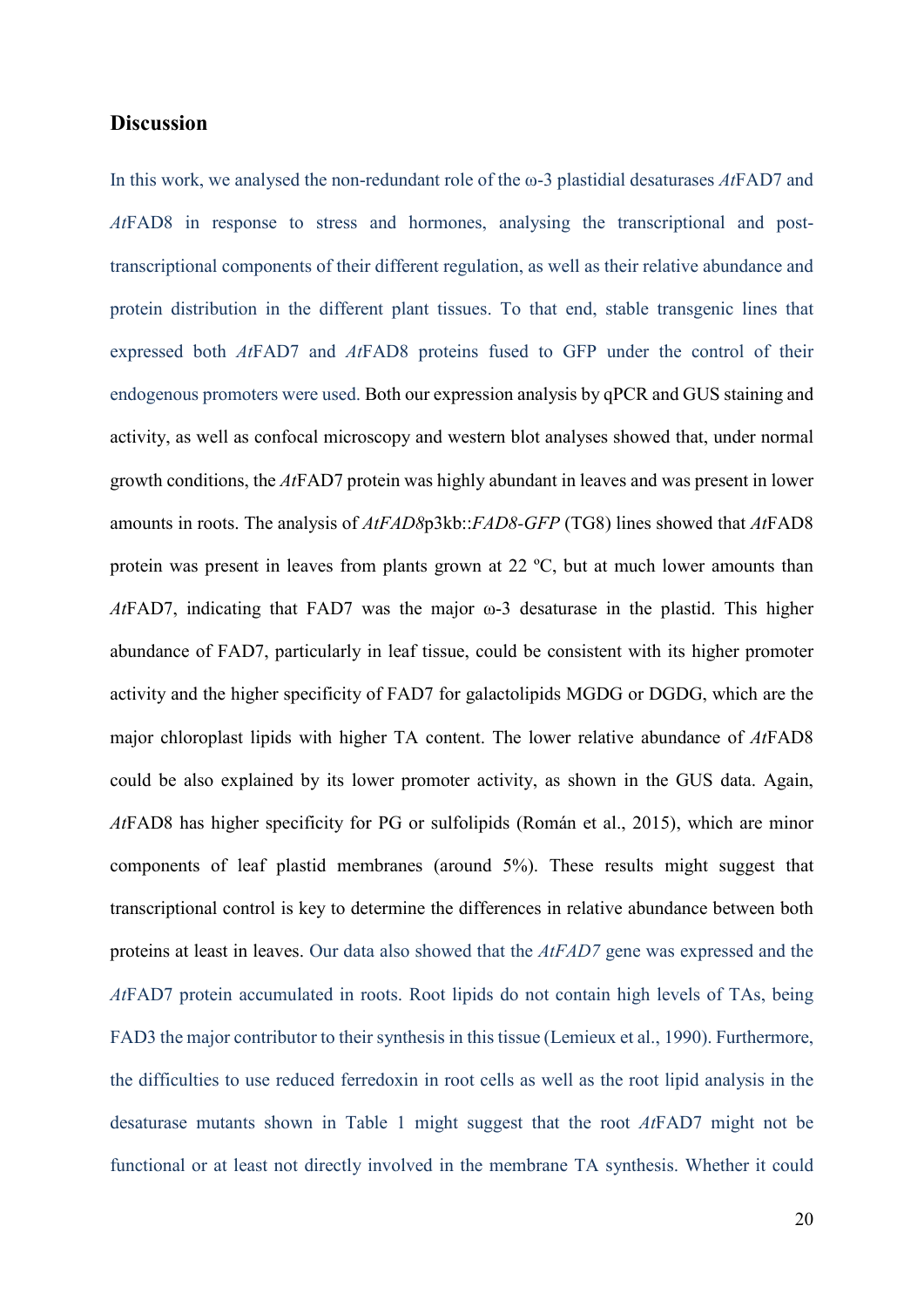## Discussion

In this work, we analysed the non-redundant role of the ω-3 plastidial desaturases *At*FAD7 and *At*FAD8 in response to stress and hormones, analysing the transcriptional and post-transcriptional components of their different regulation, as well as their relative abundance and protein distribution in the different plant tissues. To that end, stable transgenic lines that expressed both *At*FAD7 and *At*FAD8 proteins fused to GFP under the control of their endogenous promoters were used. Both our expression analysis by qPCR and GUS staining and activity, as well as confocal microscopy and western blot analyses showed that, under normal growth conditions, the *At*FAD7 protein was highly abundant in leaves and was present in lower amounts in roots. The analysis of *AtFAD8*p3kb::*FAD8-GFP* (TG8) lines showed that *At*FAD8 protein was present in leaves from plants grown at 22 ºC, but at much lower amounts than *At*FAD7, indicating that FAD7 was the major ω-3 desaturase in the plastid. This higher abundance of FAD7, particularly in leaf tissue, could be consistent with its higher promoter activity and the higher specificity of FAD7 for galactolipids MGDG or DGDG, which are the major chloroplast lipids with higher TA content. The lower relative abundance of *At*FAD8 could be also explained by its lower promoter activity, as shown in the GUS data. Again, *At*FAD8 has higher specificity for PG or sulfolipids (Román et al., 2015), which are minor components of leaf plastid membranes (around 5%). These results might suggest that transcriptional control is key to determine the differences in relative abundance between both proteins at least in leaves. Our data also showed that the *AtFAD7* gene was expressed and the *At*FAD7 protein accumulated in roots. Root lipids do not contain high levels of TAs, being FAD3 the major contributor to their synthesis in this tissue (Lemieux et al., 1990). Furthermore, the difficulties to use reduced ferredoxin in root cells as well as the root lipid analysis in the desaturase mutants shown in Table 1 might suggest that the root *At*FAD7 might not be functional or at least not directly involved in the membrane TA synthesis. Whether it could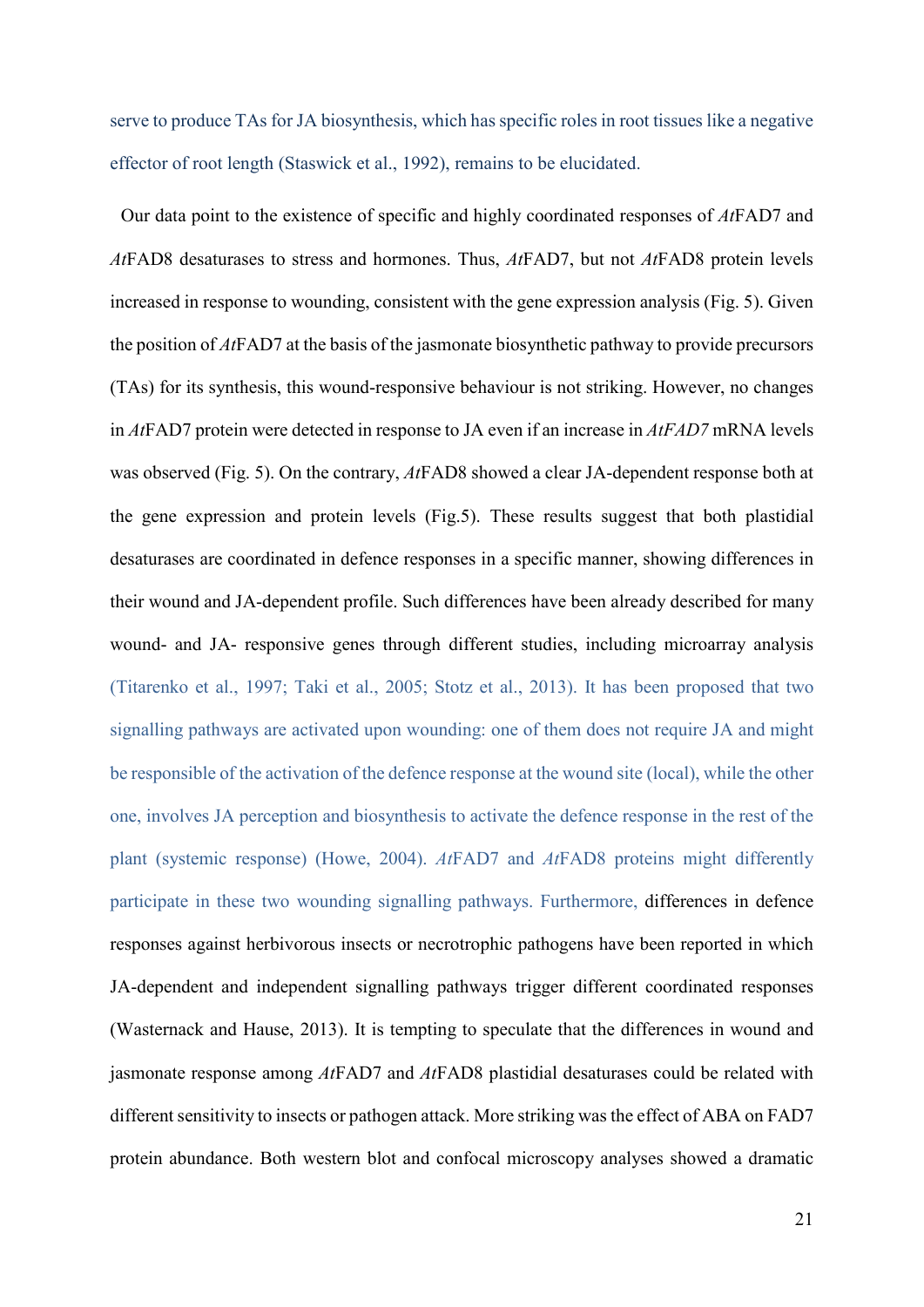serve to produce TAs for JA biosynthesis, which has specific roles in root tissues like a negative effector of root length (Staswick et al., 1992), remains to be elucidated.

Our data point to the existence of specific and highly coordinated responses of *At*FAD7 and *At*FAD8 desaturases to stress and hormones. Thus, *At*FAD7, but not *At*FAD8 protein levels increased in response to wounding, consistent with the gene expression analysis (Fig. 5). Given the position of *At*FAD7 at the basis of the jasmonate biosynthetic pathway to provide precursors (TAs) for its synthesis, this wound-responsive behaviour is not striking. However, no changes in *At*FAD7 protein were detected in response to JA even if an increase in *AtFAD7* mRNA levels was observed (Fig. 5). On the contrary, *At*FAD8 showed a clear JA-dependent response both at the gene expression and protein levels (Fig.5). These results suggest that both plastidial desaturases are coordinated in defence responses in a specific manner, showing differences in their wound and JA-dependent profile. Such differences have been already described for many wound- and JA- responsive genes through different studies, including microarray analysis (Titarenko et al., 1997; Taki et al., 2005; Stotz et al., 2013). It has been proposed that two signalling pathways are activated upon wounding: one of them does not require JA and might be responsible of the activation of the defence response at the wound site (local), while the other one, involves JA perception and biosynthesis to activate the defence response in the rest of the plant (systemic response) (Howe, 2004). *At*FAD7 and *At*FAD8 proteins might differently participate in these two wounding signalling pathways. Furthermore, differences in defence responses against herbivorous insects or necrotrophic pathogens have been reported in which JA-dependent and independent signalling pathways trigger different coordinated responses (Wasternack and Hause, 2013). It is tempting to speculate that the differences in wound and jasmonate response among *At*FAD7 and *At*FAD8 plastidial desaturases could be related with different sensitivity to insects or pathogen attack. More striking was the effect of ABA on FAD7 protein abundance. Both western blot and confocal microscopy analyses showed a dramatic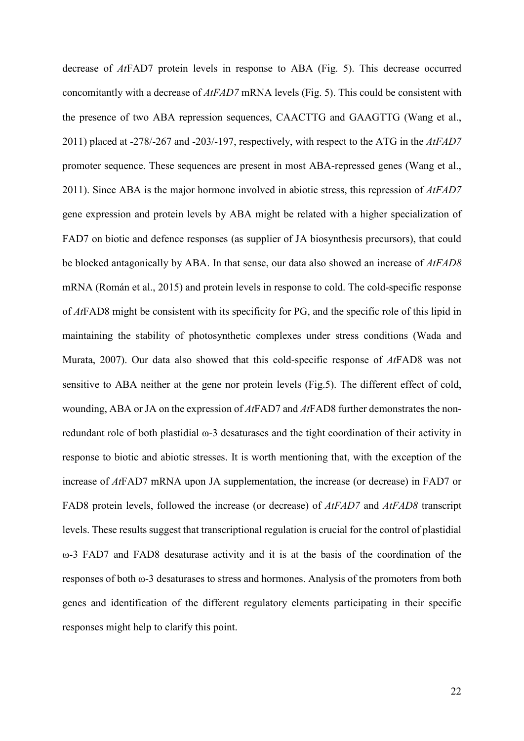decrease of *At*FAD7 protein levels in response to ABA (Fig. 5). This decrease occurred concomitantly with a decrease of *AtFAD7* mRNA levels (Fig. 5). This could be consistent with the presence of two ABA repression sequences, CAACTTG and GAAGTTG (Wang et al., 2011) placed at -278/-267 and -203/-197, respectively, with respect to the ATG in the *AtFAD7* promoter sequence. These sequences are present in most ABA-repressed genes (Wang et al., 2011). Since ABA is the major hormone involved in abiotic stress, this repression of *AtFAD7* gene expression and protein levels by ABA might be related with a higher specialization of FAD7 on biotic and defence responses (as supplier of JA biosynthesis precursors), that could be blocked antagonically by ABA. In that sense, our data also showed an increase of *AtFAD8* mRNA (Román et al., 2015) and protein levels in response to cold. The cold-specific response of *At*FAD8 might be consistent with its specificity for PG, and the specific role of this lipid in maintaining the stability of photosynthetic complexes under stress conditions (Wada and Murata, 2007). Our data also showed that this cold-specific response of *At*FAD8 was not sensitive to ABA neither at the gene nor protein levels (Fig.5). The different effect of cold, wounding, ABA or JA on the expression of *At*FAD7 and *At*FAD8 further demonstrates the non-redundant role of both plastidial ω-3 desaturases and the tight coordination of their activity in response to biotic and abiotic stresses. It is worth mentioning that, with the exception of the increase of *At*FAD7 mRNA upon JA supplementation, the increase (or decrease) in FAD7 or FAD8 protein levels, followed the increase (or decrease) of *AtFAD7* and *AtFAD8* transcript levels. These results suggest that transcriptional regulation is crucial for the control of plastidial ω-3 FAD7 and FAD8 desaturase activity and it is at the basis of the coordination of the responses of both ω-3 desaturases to stress and hormones. Analysis of the promoters from both genes and identification of the different regulatory elements participating in their specific responses might help to clarify this point.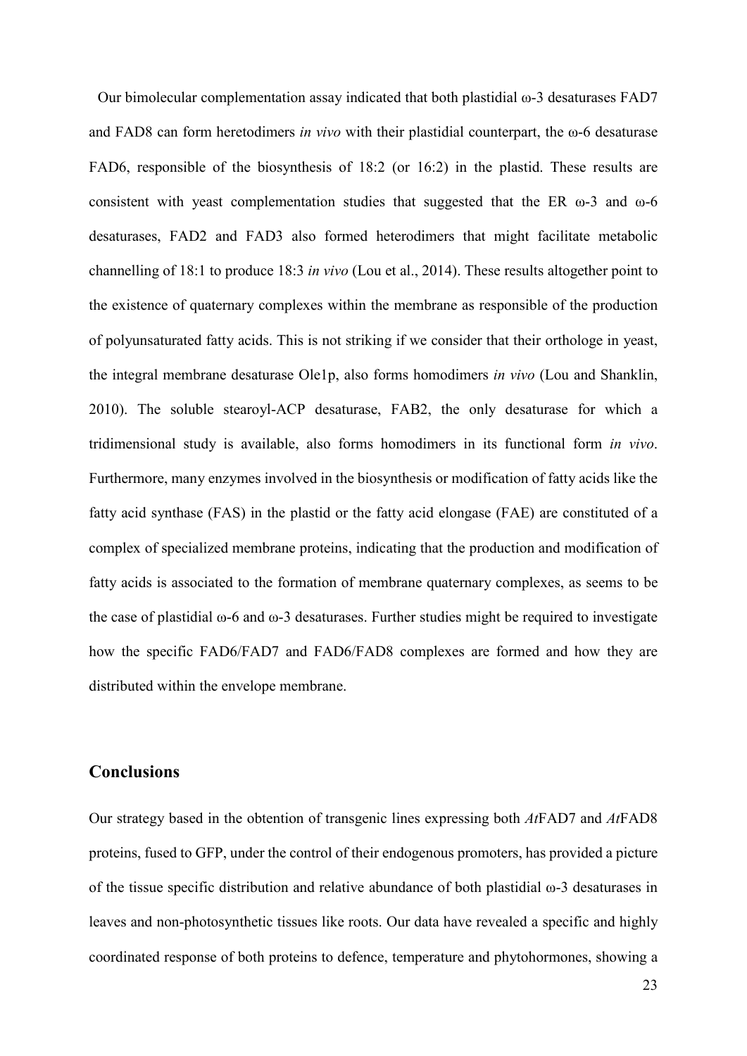Our bimolecular complementation assay indicated that both plastidial ω-3 desaturases FAD7 and FAD8 can form heretodimers *in vivo* with their plastidial counterpart, the ω-6 desaturase FAD6, responsible of the biosynthesis of 18:2 (or 16:2) in the plastid. These results are consistent with yeast complementation studies that suggested that the ER ω-3 and ω-6 desaturases, FAD2 and FAD3 also formed heterodimers that might facilitate metabolic channelling of 18:1 to produce 18:3 *in vivo* (Lou et al., 2014). These results altogether point to the existence of quaternary complexes within the membrane as responsible of the production of polyunsaturated fatty acids. This is not striking if we consider that their orthologe in yeast, the integral membrane desaturase Ole1p, also forms homodimers *in vivo* (Lou and Shanklin, 2010). The soluble stearoyl-ACP desaturase, FAB2, the only desaturase for which a tridimensional study is available, also forms homodimers in its functional form *in vivo*. Furthermore, many enzymes involved in the biosynthesis or modification of fatty acids like the fatty acid synthase (FAS) in the plastid or the fatty acid elongase (FAE) are constituted of a complex of specialized membrane proteins, indicating that the production and modification of fatty acids is associated to the formation of membrane quaternary complexes, as seems to be the case of plastidial ω-6 and ω-3 desaturases. Further studies might be required to investigate how the specific FAD6/FAD7 and FAD6/FAD8 complexes are formed and how they are distributed within the envelope membrane.

## Conclusions

Our strategy based in the obtention of transgenic lines expressing both *At*FAD7 and *At*FAD8 proteins, fused to GFP, under the control of their endogenous promoters, has provided a picture of the tissue specific distribution and relative abundance of both plastidial ω-3 desaturases in leaves and non-photosynthetic tissues like roots. Our data have revealed a specific and highly coordinated response of both proteins to defence, temperature and phytohormones, showing a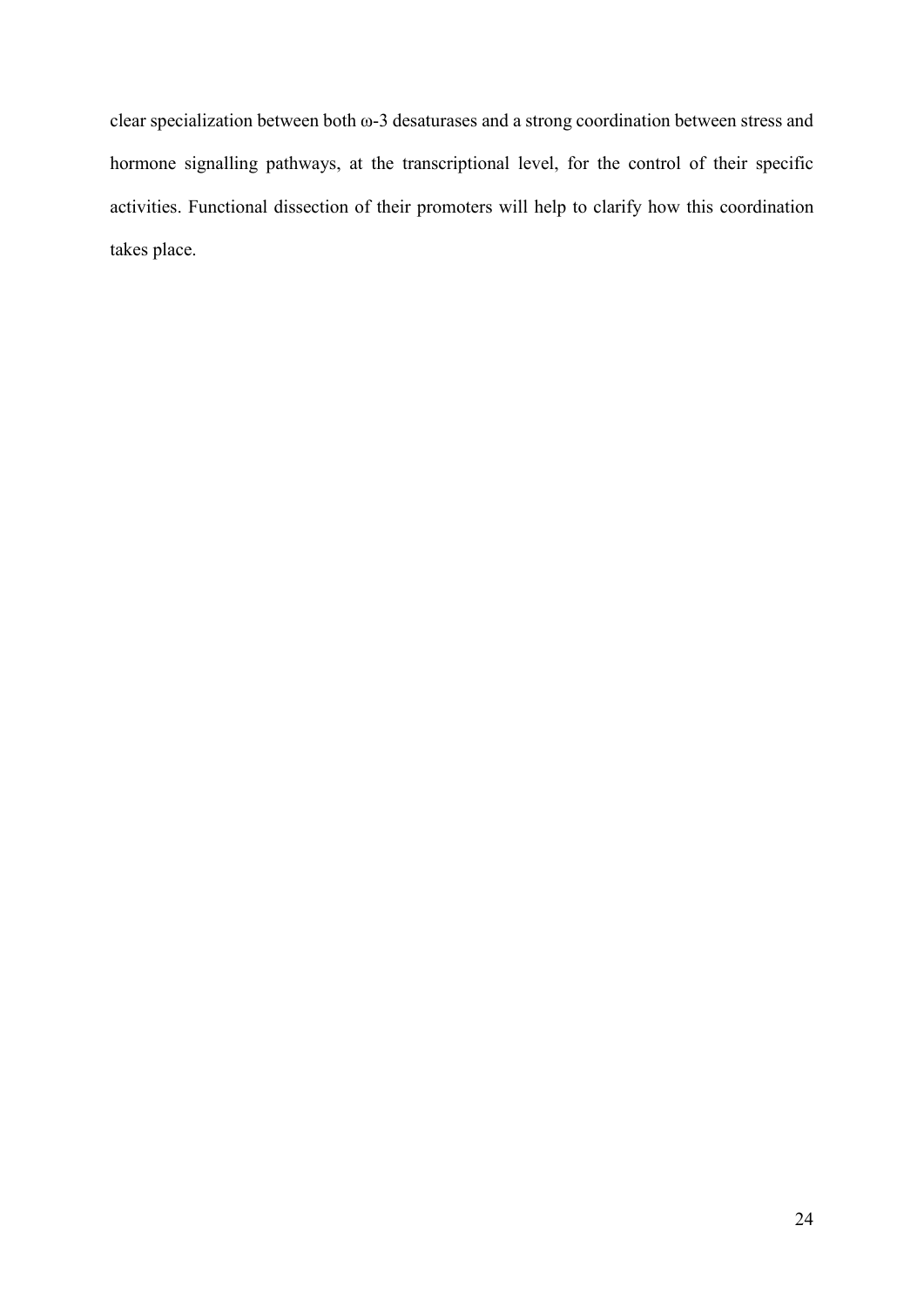clear specialization between both ω-3 desaturases and a strong coordination between stress and hormone signalling pathways, at the transcriptional level, for the control of their specific activities. Functional dissection of their promoters will help to clarify how this coordination takes place.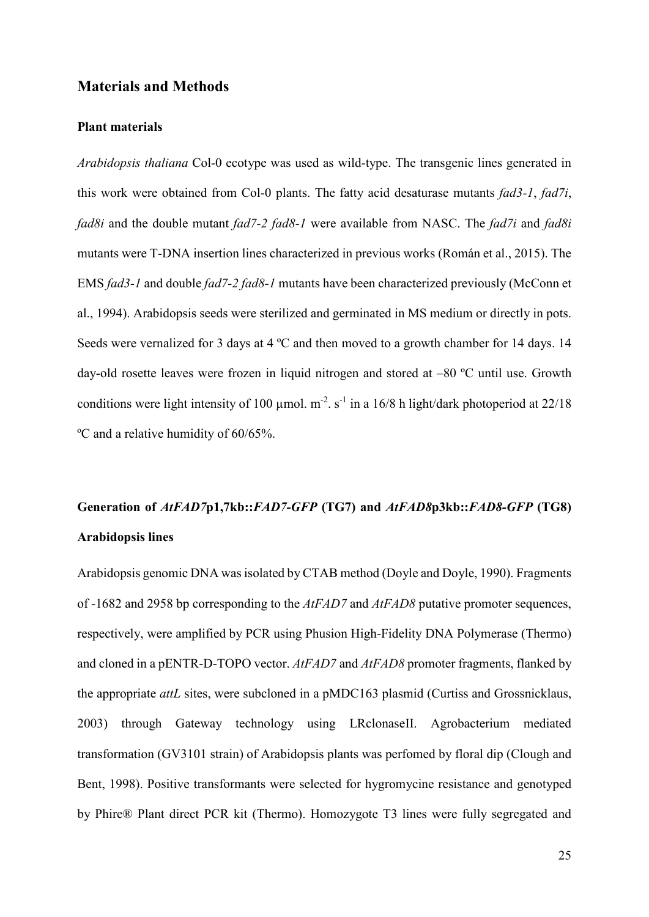## Materials and Methods

### Plant materials

*Arabidopsis thaliana* Col-0 ecotype was used as wild-type. The transgenic lines generated in this work were obtained from Col-0 plants. The fatty acid desaturase mutants *fad3-1*, *fad7i*, *fad8i* and the double mutant *fad7-2 fad8-1* were available from NASC. The *fad7i* and *fad8i* mutants were T-DNA insertion lines characterized in previous works (Román et al., 2015). The EMS *fad3-1* and double *fad7-2 fad8-1* mutants have been characterized previously (McConn et al., 1994). Arabidopsis seeds were sterilized and germinated in MS medium or directly in pots. Seeds were vernalized for 3 days at 4 ºC and then moved to a growth chamber for 14 days. 14 day-old rosette leaves were frozen in liquid nitrogen and stored at –80 ºC until use. Growth conditions were light intensity of 100 µmol. $m^{-2}$. $s^{-1}$ in a 16/8 h light/dark photoperiod at 22/18 ºC and a relative humidity of 60/65%.

### Generation of *AtFAD7*p1,7kb::*FAD7-GFP* (TG7) and *AtFAD8*p3kb::*FAD8-GFP* (TG8) Arabidopsis lines

Arabidopsis genomic DNA was isolated by CTAB method (Doyle and Doyle, 1990). Fragments of -1682 and 2958 bp corresponding to the *AtFAD7* and *AtFAD8* putative promoter sequences, respectively, were amplified by PCR using Phusion High-Fidelity DNA Polymerase (Thermo) and cloned in a pENTR-D-TOPO vector. *AtFAD7* and *AtFAD8* promoter fragments, flanked by the appropriate *attL* sites, were subcloned in a pMDC163 plasmid (Curtiss and Grossnicklaus, 2003) through Gateway technology using LRclonaseII. Agrobacterium mediated transformation (GV3101 strain) of Arabidopsis plants was perfomed by floral dip (Clough and Bent, 1998). Positive transformants were selected for hygromycine resistance and genotyped by Phire® Plant direct PCR kit (Thermo). Homozygote T3 lines were fully segregated and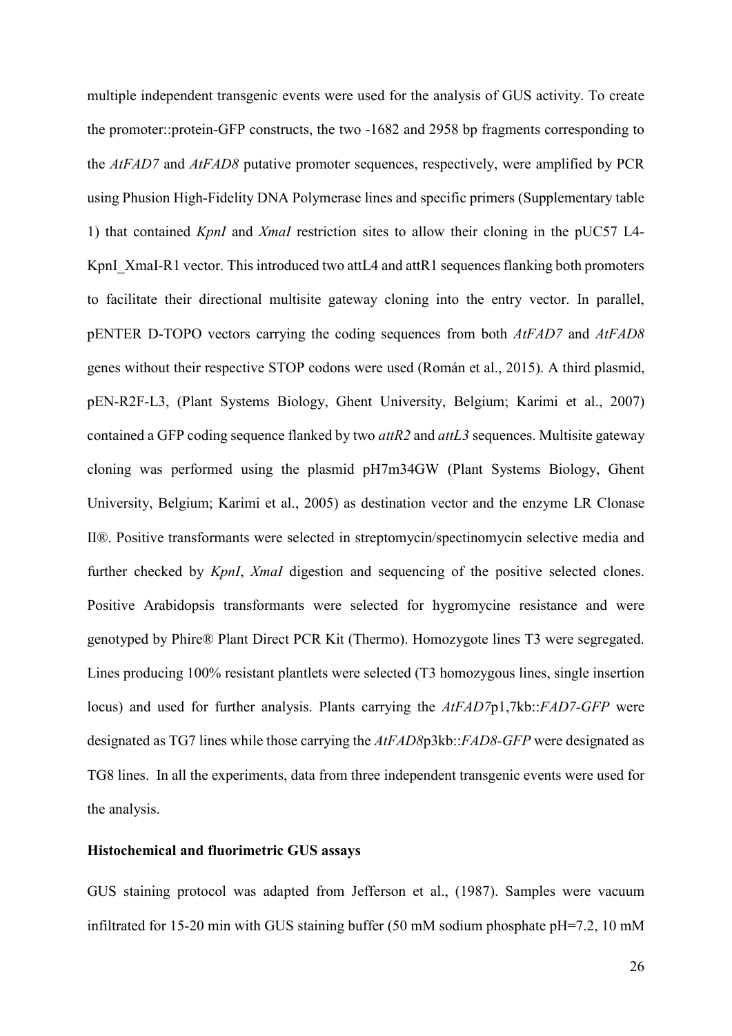multiple independent transgenic events were used for the analysis of GUS activity. To create the promoter::protein-GFP constructs, the two -1682 and 2958 bp fragments corresponding to the *AtFAD7* and *AtFAD8* putative promoter sequences, respectively, were amplified by PCR using Phusion High-Fidelity DNA Polymerase lines and specific primers (Supplementary table 1) that contained *KpnI* and *XmaI* restriction sites to allow their cloning in the pUC57 L4-KpnI_XmaI-R1 vector. This introduced two attL4 and attR1 sequences flanking both promoters to facilitate their directional multisite gateway cloning into the entry vector. In parallel, pENTER D-TOPO vectors carrying the coding sequences from both *AtFAD7* and *AtFAD8* genes without their respective STOP codons were used (Román et al., 2015). A third plasmid, pEN-R2F-L3, (Plant Systems Biology, Ghent University, Belgium; Karimi et al., 2007) contained a GFP coding sequence flanked by two *attR2* and *attL3* sequences. Multisite gateway cloning was performed using the plasmid pH7m34GW (Plant Systems Biology, Ghent University, Belgium; Karimi et al., 2005) as destination vector and the enzyme LR Clonase II®. Positive transformants were selected in streptomycin/spectinomycin selective media and further checked by *KpnI*, *XmaI* digestion and sequencing of the positive selected clones. Positive Arabidopsis transformants were selected for hygromycine resistance and were genotyped by Phire® Plant Direct PCR Kit (Thermo). Homozygote lines T3 were segregated. Lines producing 100% resistant plantlets were selected (T3 homozygous lines, single insertion locus) and used for further analysis. Plants carrying the *AtFAD7*p1,7kb::*FAD7-GFP* were designated as TG7 lines while those carrying the *AtFAD8*p3kb::*FAD8-GFP* were designated as TG8 lines. In all the experiments, data from three independent transgenic events were used for the analysis.

**Histochemical and fluorimetric GUS assays**

GUS staining protocol was adapted from Jefferson et al., (1987). Samples were vacuum infiltrated for 15-20 min with GUS staining buffer (50 mM sodium phosphate pH=7.2, 10 mM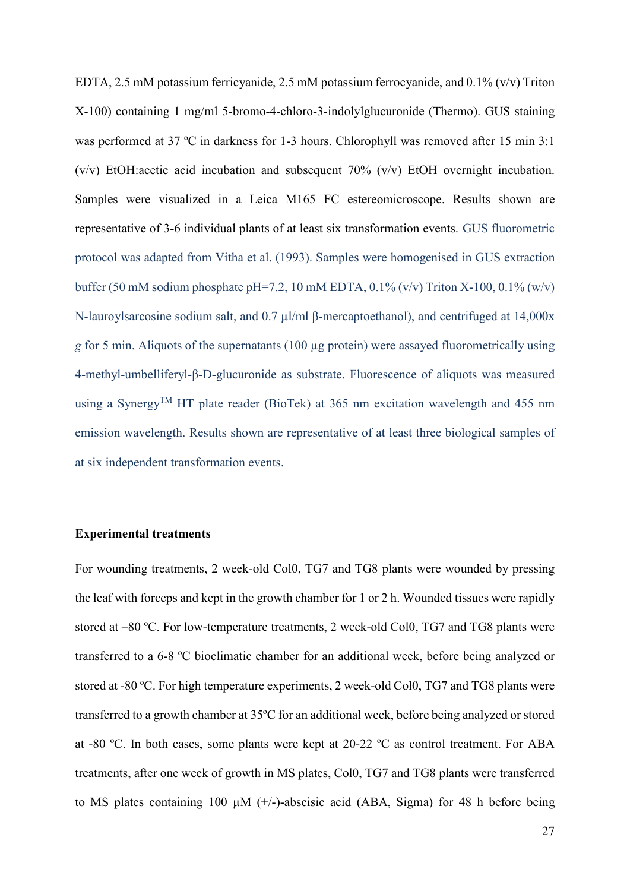EDTA, 2.5 mM potassium ferricyanide, 2.5 mM potassium ferrocyanide, and 0.1% (v/v) Triton X-100) containing 1 mg/ml 5-bromo-4-chloro-3-indolylglucuronide (Thermo). GUS staining was performed at 37 ºC in darkness for 1-3 hours. Chlorophyll was removed after 15 min 3:1 (v/v) EtOH:acetic acid incubation and subsequent 70% (v/v) EtOH overnight incubation. Samples were visualized in a Leica M165 FC estereomicroscope. Results shown are representative of 3-6 individual plants of at least six transformation events. GUS fluorometric protocol was adapted from Vitha et al. (1993). Samples were homogenised in GUS extraction buffer (50 mM sodium phosphate pH=7.2, 10 mM EDTA, 0.1% (v/v) Triton X-100, 0.1% (w/v) N-lauroylsarcosine sodium salt, and 0.7 µl/ml β-mercaptoethanol), and centrifuged at 14,000x *g* for 5 min. Aliquots of the supernatants (100 µg protein) were assayed fluorometrically using 4-methyl-umbelliferyl-β-D-glucuronide as substrate. Fluorescence of aliquots was measured using a Synergy™ HT plate reader (BioTek) at 365 nm excitation wavelength and 455 nm emission wavelength. Results shown are representative of at least three biological samples of at six independent transformation events.

**Experimental treatments**

For wounding treatments, 2 week-old Col0, TG7 and TG8 plants were wounded by pressing the leaf with forceps and kept in the growth chamber for 1 or 2 h. Wounded tissues were rapidly stored at –80 ºC. For low-temperature treatments, 2 week-old Col0, TG7 and TG8 plants were transferred to a 6-8 ºC bioclimatic chamber for an additional week, before being analyzed or stored at -80 ºC. For high temperature experiments, 2 week-old Col0, TG7 and TG8 plants were transferred to a growth chamber at 35ºC for an additional week, before being analyzed or stored at -80 ºC. In both cases, some plants were kept at 20-22 ºC as control treatment. For ABA treatments, after one week of growth in MS plates, Col0, TG7 and TG8 plants were transferred to MS plates containing 100 µM (+/-)-abscisic acid (ABA, Sigma) for 48 h before being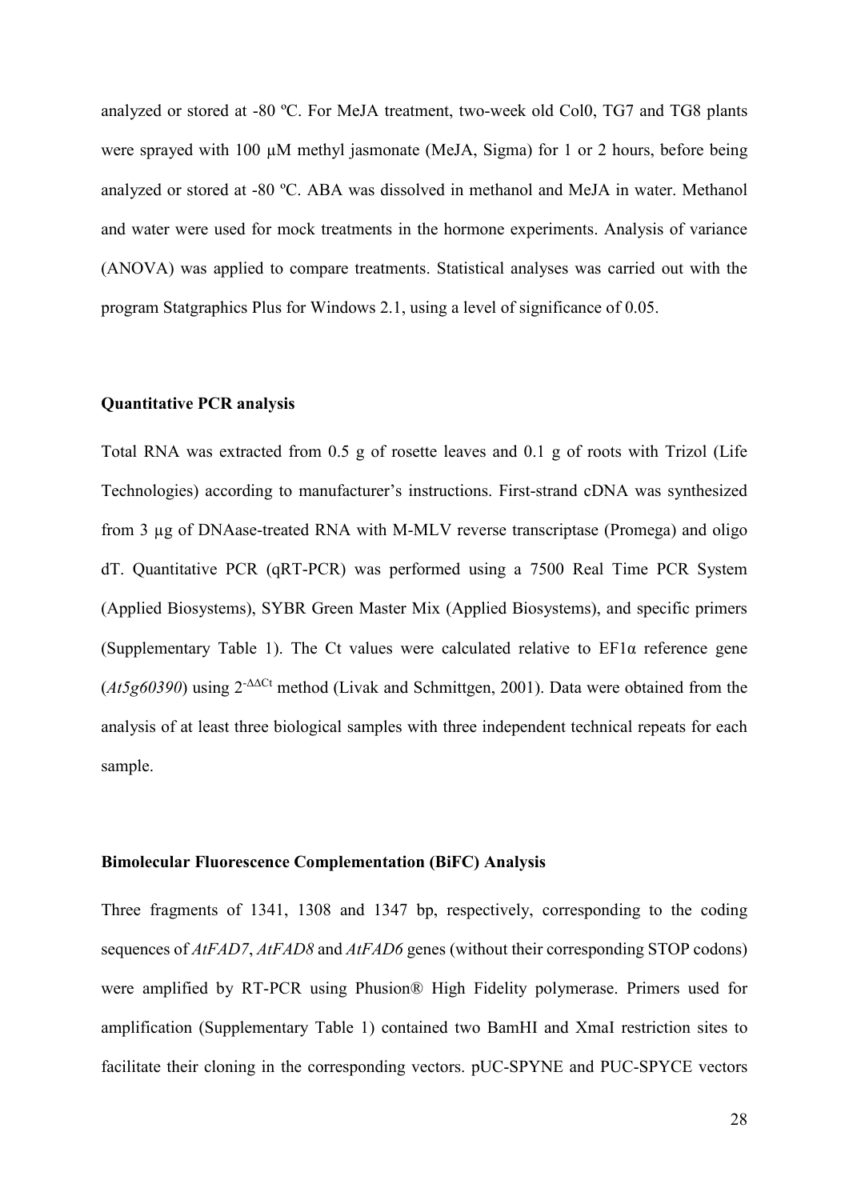analyzed or stored at -80 ºC. For MeJA treatment, two-week old Col0, TG7 and TG8 plants were sprayed with 100 µM methyl jasmonate (MeJA, Sigma) for 1 or 2 hours, before being analyzed or stored at -80 ºC. ABA was dissolved in methanol and MeJA in water. Methanol and water were used for mock treatments in the hormone experiments. Analysis of variance (ANOVA) was applied to compare treatments. Statistical analyses was carried out with the program Statgraphics Plus for Windows 2.1, using a level of significance of 0.05.

**Quantitative PCR analysis**

Total RNA was extracted from 0.5 g of rosette leaves and 0.1 g of roots with Trizol (Life Technologies) according to manufacturer's instructions. First-strand cDNA was synthesized from 3 µg of DNAase-treated RNA with M-MLV reverse transcriptase (Promega) and oligo dT. Quantitative PCR (qRT-PCR) was performed using a 7500 Real Time PCR System (Applied Biosystems), SYBR Green Master Mix (Applied Biosystems), and specific primers (Supplementary Table 1). The Ct values were calculated relative to EF1α reference gene (*At5g60390*) using $2^{-\Delta\Delta Ct}$ method (Livak and Schmittgen, 2001). Data were obtained from the analysis of at least three biological samples with three independent technical repeats for each sample.

**Bimolecular Fluorescence Complementation (BiFC) Analysis**

Three fragments of 1341, 1308 and 1347 bp, respectively, corresponding to the coding sequences of *AtFAD7*, *AtFAD8* and *AtFAD6* genes (without their corresponding STOP codons) were amplified by RT-PCR using Phusion® High Fidelity polymerase. Primers used for amplification (Supplementary Table 1) contained two BamHI and XmaI restriction sites to facilitate their cloning in the corresponding vectors. pUC-SPYNE and PUC-SPYCE vectors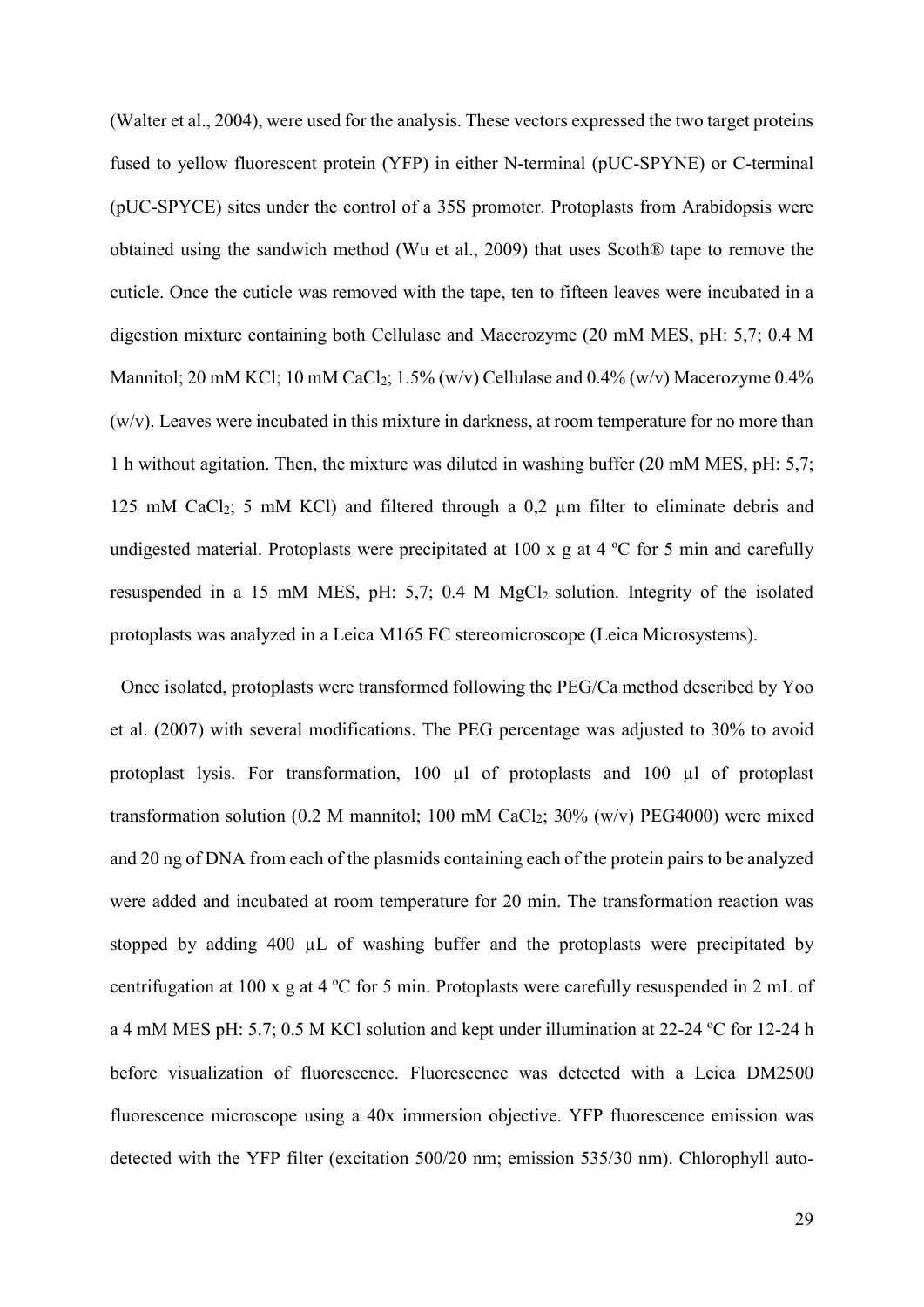(Walter et al., 2004), were used for the analysis. These vectors expressed the two target proteins fused to yellow fluorescent protein (YFP) in either N-terminal (pUC-SPYNE) or C-terminal (pUC-SPYCE) sites under the control of a 35S promoter. Protoplasts from Arabidopsis were obtained using the sandwich method (Wu et al., 2009) that uses Scoth® tape to remove the cuticle. Once the cuticle was removed with the tape, ten to fifteen leaves were incubated in a digestion mixture containing both Cellulase and Macerozyme (20 mM MES, pH: 5,7; 0.4 M Mannitol; 20 mM KCl; 10 mM $CaCl_2$; 1.5% (w/v) Cellulase and 0.4% (w/v) Macerozyme 0.4% (w/v). Leaves were incubated in this mixture in darkness, at room temperature for no more than 1 h without agitation. Then, the mixture was diluted in washing buffer (20 mM MES, pH: 5,7; 125 mM $CaCl_2$; 5 mM KCl) and filtered through a 0,2 µm filter to eliminate debris and undigested material. Protoplasts were precipitated at 100 x g at 4 ºC for 5 min and carefully resuspended in a 15 mM MES, pH: 5,7; 0.4 M $MgCl_2$ solution. Integrity of the isolated protoplasts was analyzed in a Leica M165 FC stereomicroscope (Leica Microsystems).

Once isolated, protoplasts were transformed following the PEG/Ca method described by Yoo et al. (2007) with several modifications. The PEG percentage was adjusted to 30% to avoid protoplast lysis. For transformation, 100 µl of protoplasts and 100 µl of protoplast transformation solution (0.2 M mannitol; 100 mM $CaCl_2$; 30% (w/v) PEG4000) were mixed and 20 ng of DNA from each of the plasmids containing each of the protein pairs to be analyzed were added and incubated at room temperature for 20 min. The transformation reaction was stopped by adding 400 µL of washing buffer and the protoplasts were precipitated by centrifugation at 100 x g at 4 ºC for 5 min. Protoplasts were carefully resuspended in 2 mL of a 4 mM MES pH: 5.7; 0.5 M KCl solution and kept under illumination at 22-24 ºC for 12-24 h before visualization of fluorescence. Fluorescence was detected with a Leica DM2500 fluorescence microscope using a 40x immersion objective. YFP fluorescence emission was detected with the YFP filter (excitation 500/20 nm; emission 535/30 nm). Chlorophyll auto-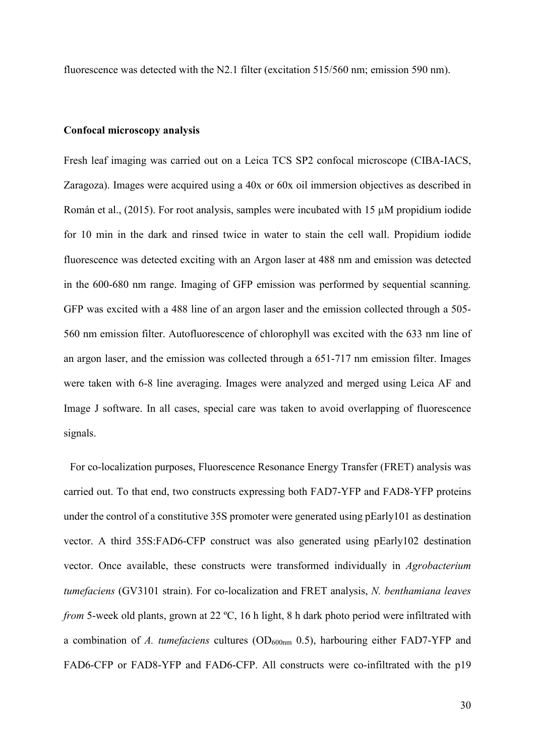fluorescence was detected with the N2.1 filter (excitation 515/560 nm; emission 590 nm).

## Confocal microscopy analysis

Fresh leaf imaging was carried out on a Leica TCS SP2 confocal microscope (CIBA-IACS, Zaragoza). Images were acquired using a 40x or 60x oil immersion objectives as described in Román et al., (2015). For root analysis, samples were incubated with 15 μM propidium iodide for 10 min in the dark and rinsed twice in water to stain the cell wall. Propidium iodide fluorescence was detected exciting with an Argon laser at 488 nm and emission was detected in the 600-680 nm range. Imaging of GFP emission was performed by sequential scanning. GFP was excited with a 488 line of an argon laser and the emission collected through a 505-560 nm emission filter. Autofluorescence of chlorophyll was excited with the 633 nm line of an argon laser, and the emission was collected through a 651-717 nm emission filter. Images were taken with 6-8 line averaging. Images were analyzed and merged using Leica AF and Image J software. In all cases, special care was taken to avoid overlapping of fluorescence signals.

For co-localization purposes, Fluorescence Resonance Energy Transfer (FRET) analysis was carried out. To that end, two constructs expressing both FAD7-YFP and FAD8-YFP proteins under the control of a constitutive 35S promoter were generated using pEarly101 as destination vector. A third 35S:FAD6-CFP construct was also generated using pEarly102 destination vector. Once available, these constructs were transformed individually in *Agrobacterium tumefaciens* (GV3101 strain). For co-localization and FRET analysis, *N. benthamiana leaves from* 5-week old plants, grown at 22 ºC, 16 h light, 8 h dark photo period were infiltrated with a combination of *A. tumefaciens* cultures ($OD_{600nm}$ 0.5), harbouring either FAD7-YFP and FAD6-CFP or FAD8-YFP and FAD6-CFP. All constructs were co-infiltrated with the p19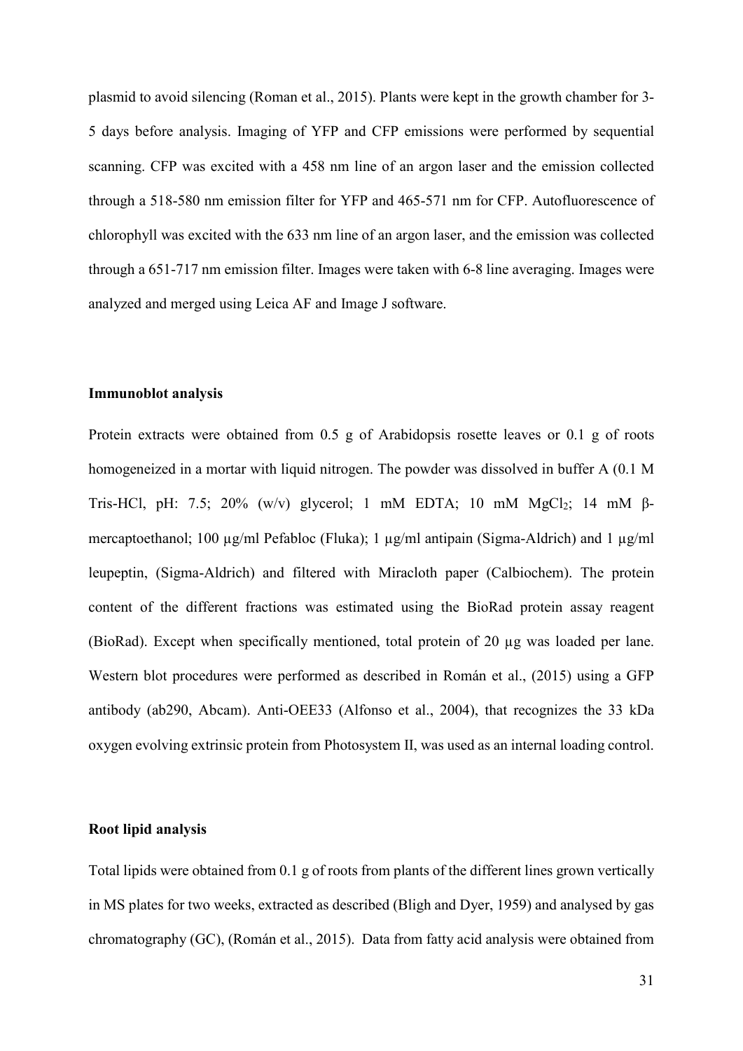plasmid to avoid silencing (Roman et al., 2015). Plants were kept in the growth chamber for 3-5 days before analysis. Imaging of YFP and CFP emissions were performed by sequential scanning. CFP was excited with a 458 nm line of an argon laser and the emission collected through a 518-580 nm emission filter for YFP and 465-571 nm for CFP. Autofluorescence of chlorophyll was excited with the 633 nm line of an argon laser, and the emission was collected through a 651-717 nm emission filter. Images were taken with 6-8 line averaging. Images were analyzed and merged using Leica AF and Image J software.

**Immunoblot analysis**

Protein extracts were obtained from 0.5 g of Arabidopsis rosette leaves or 0.1 g of roots homogeneized in a mortar with liquid nitrogen. The powder was dissolved in buffer A (0.1 M Tris-HCl, pH: 7.5; 20% (w/v) glycerol; 1 mM EDTA; 10 mM $MgCl_2$; 14 mM β-mercaptoethanol; 100 µg/ml Pefabloc (Fluka); 1 µg/ml antipain (Sigma-Aldrich) and 1 µg/ml leupeptin, (Sigma-Aldrich) and filtered with Miracloth paper (Calbiochem). The protein content of the different fractions was estimated using the BioRad protein assay reagent (BioRad). Except when specifically mentioned, total protein of 20 µg was loaded per lane. Western blot procedures were performed as described in Román et al., (2015) using a GFP antibody (ab290, Abcam). Anti-OEE33 (Alfonso et al., 2004), that recognizes the 33 kDa oxygen evolving extrinsic protein from Photosystem II, was used as an internal loading control.

**Root lipid analysis**

Total lipids were obtained from 0.1 g of roots from plants of the different lines grown vertically in MS plates for two weeks, extracted as described (Bligh and Dyer, 1959) and analysed by gas chromatography (GC), (Román et al., 2015). Data from fatty acid analysis were obtained from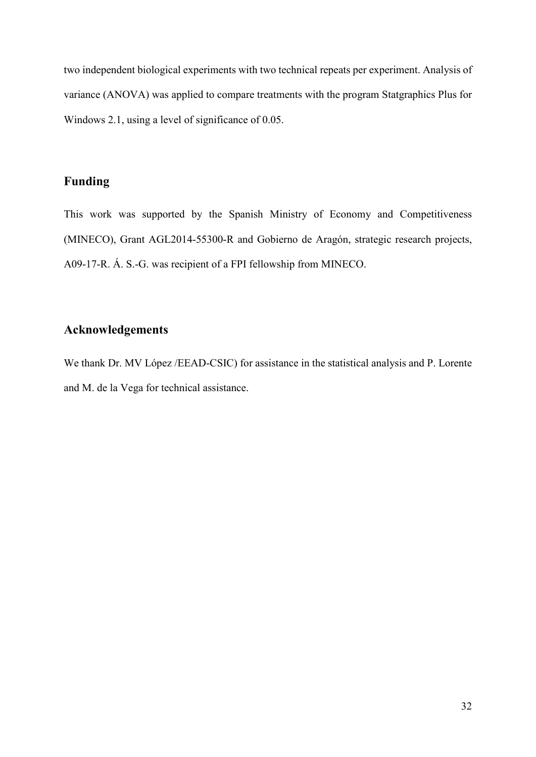two independent biological experiments with two technical repeats per experiment. Analysis of variance (ANOVA) was applied to compare treatments with the program Statgraphics Plus for Windows 2.1, using a level of significance of 0.05.

## Funding

This work was supported by the Spanish Ministry of Economy and Competitiveness (MINECO), Grant AGL2014-55300-R and Gobierno de Aragón, strategic research projects, A09-17-R. Á. S.-G. was recipient of a FPI fellowship from MINECO.

## Acknowledgements

We thank Dr. MV López /EEAD-CSIC) for assistance in the statistical analysis and P. Lorente and M. de la Vega for technical assistance.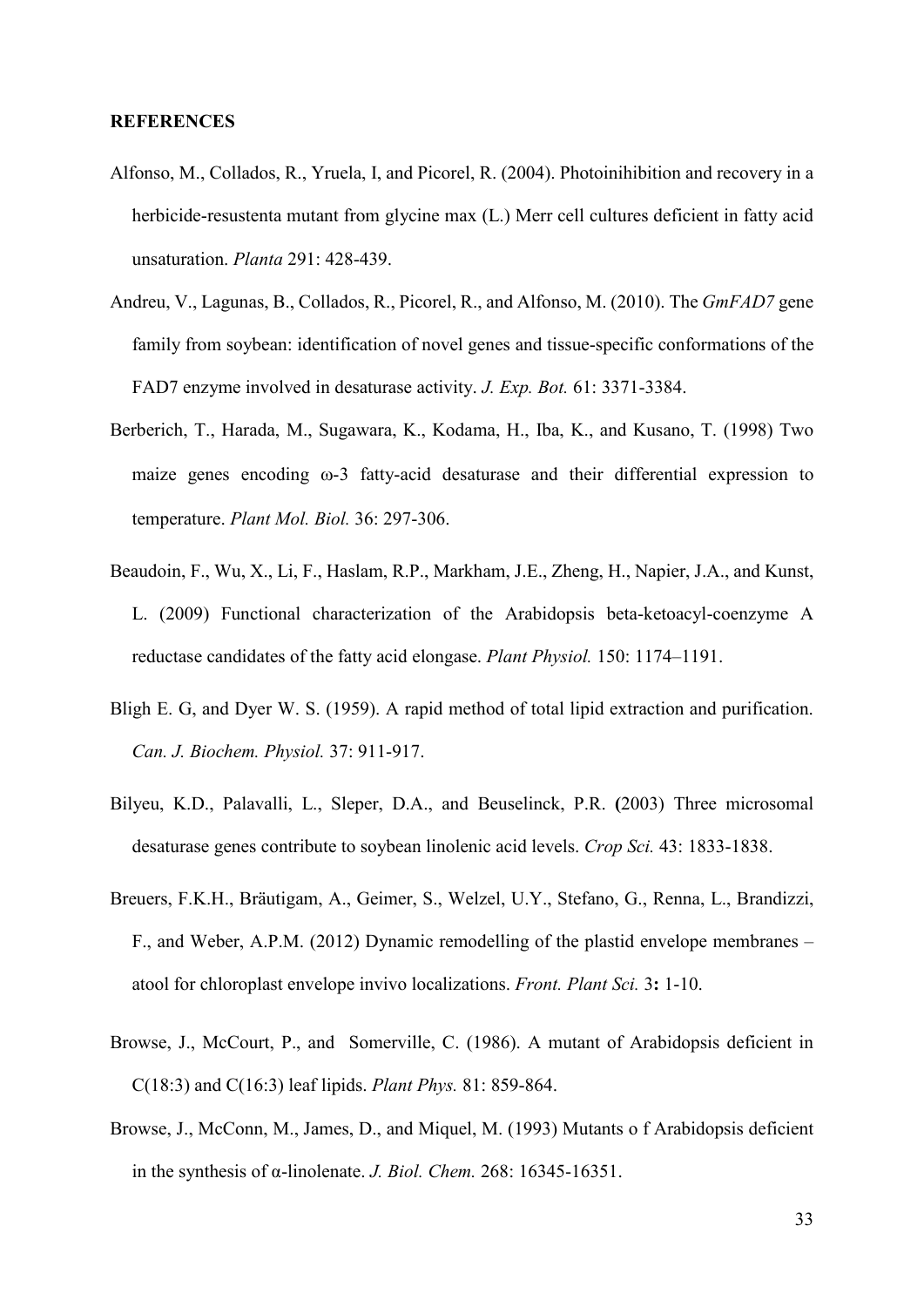**REFERENCES**

Alfonso, M., Collados, R., Yruela, I, and Picorel, R. (2004). Photoinihibition and recovery in a herbicide-resustenta mutant from glycine max (L.) Merr cell cultures deficient in fatty acid unsaturation. *Planta* 291: 428-439.

Andreu, V., Lagunas, B., Collados, R., Picorel, R., and Alfonso, M. (2010). The *GmFAD7* gene family from soybean: identification of novel genes and tissue-specific conformations of the FAD7 enzyme involved in desaturase activity. *J. Exp. Bot.* 61: 3371-3384.

Berberich, T., Harada, M., Sugawara, K., Kodama, H., Iba, K., and Kusano, T. (1998) Two maize genes encoding ω-3 fatty-acid desaturase and their differential expression to temperature. *Plant Mol. Biol.* 36: 297-306.

Beaudoin, F., Wu, X., Li, F., Haslam, R.P., Markham, J.E., Zheng, H., Napier, J.A., and Kunst, L. (2009) Functional characterization of the Arabidopsis beta-ketoacyl-coenzyme A reductase candidates of the fatty acid elongase. *Plant Physiol.* 150: 1174–1191.

Bligh E. G, and Dyer W. S. (1959). A rapid method of total lipid extraction and purification. *Can. J. Biochem. Physiol.* 37: 911-917.

Bilyeu, K.D., Palavalli, L., Sleper, D.A., and Beuselinck, P.R. **(**2003) Three microsomal desaturase genes contribute to soybean linolenic acid levels. *Crop Sci.* 43: 1833-1838.

Breuers, F.K.H., Bräutigam, A., Geimer, S., Welzel, U.Y., Stefano, G., Renna, L., Brandizzi, F., and Weber, A.P.M. (2012) Dynamic remodelling of the plastid envelope membranes – atool for chloroplast envelope invivo localizations. *Front. Plant Sci.* 3**:** 1-10.

Browse, J., McCourt, P., and Somerville, C. (1986). A mutant of Arabidopsis deficient in C(18:3) and C(16:3) leaf lipids. *Plant Phys.* 81: 859-864.

Browse, J., McConn, M., James, D., and Miquel, M. (1993) Mutants o f Arabidopsis deficient in the synthesis of α-linolenate. *J. Biol. Chem.* 268: 16345-16351.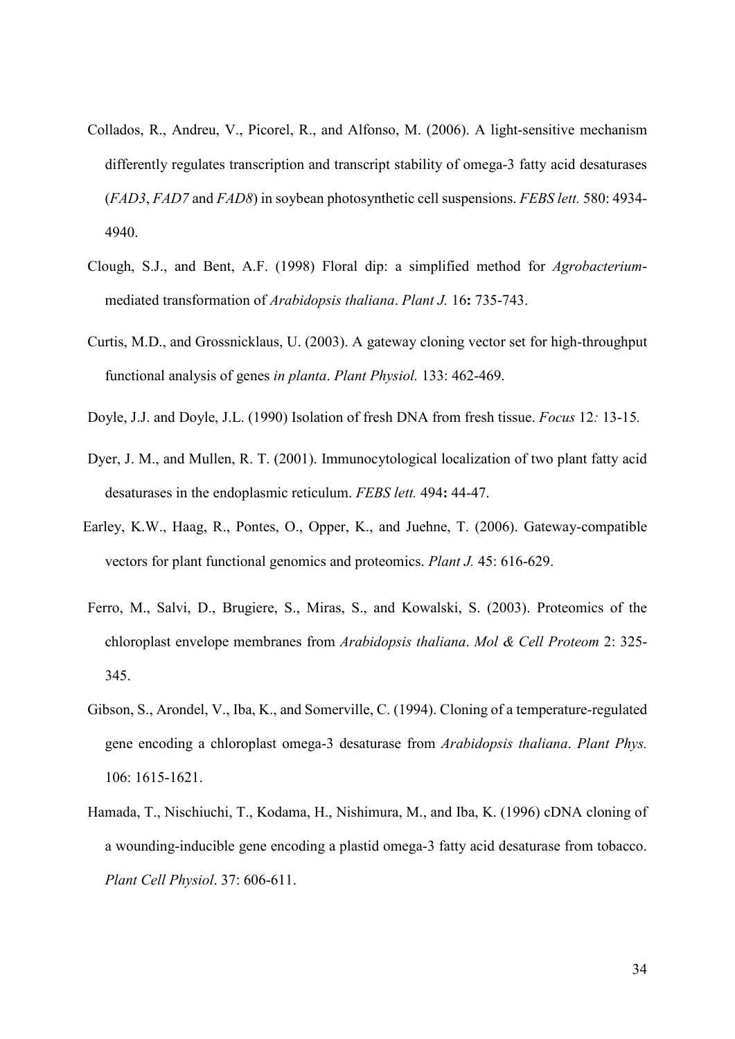Collados, R., Andreu, V., Picorel, R., and Alfonso, M. (2006). A light-sensitive mechanism differently regulates transcription and transcript stability of omega-3 fatty acid desaturases (*FAD3*, *FAD7* and *FAD8*) in soybean photosynthetic cell suspensions. *FEBS lett.* 580: 4934-4940.

Clough, S.J., and Bent, A.F. (1998) Floral dip: a simplified method for *Agrobacterium*-mediated transformation of *Arabidopsis thaliana*. *Plant J.* 16**:** 735-743.

Curtis, M.D., and Grossnicklaus, U. (2003). A gateway cloning vector set for high-throughput functional analysis of genes *in planta*. *Plant Physiol.* 133: 462-469.

Doyle, J.J. and Doyle, J.L. (1990) Isolation of fresh DNA from fresh tissue. *Focus* 12*:* 13-15*.*

Dyer, J. M., and Mullen, R. T. (2001). Immunocytological localization of two plant fatty acid desaturases in the endoplasmic reticulum. *FEBS lett.* 494**:** 44-47.

Earley, K.W., Haag, R., Pontes, O., Opper, K., and Juehne, T. (2006). Gateway-compatible vectors for plant functional genomics and proteomics. *Plant J.* 45: 616-629.

Ferro, M., Salvi, D., Brugiere, S., Miras, S., and Kowalski, S. (2003). Proteomics of the chloroplast envelope membranes from *Arabidopsis thaliana*. *Mol & Cell Proteom* 2: 325-345.

Gibson, S., Arondel, V., Iba, K., and Somerville, C. (1994). Cloning of a temperature-regulated gene encoding a chloroplast omega-3 desaturase from *Arabidopsis thaliana*. *Plant Phys.* 106: 1615-1621.

Hamada, T., Nischiuchi, T., Kodama, H., Nishimura, M., and Iba, K. (1996) cDNA cloning of a wounding-inducible gene encoding a plastid omega-3 fatty acid desaturase from tobacco. *Plant Cell Physiol*. 37: 606-611.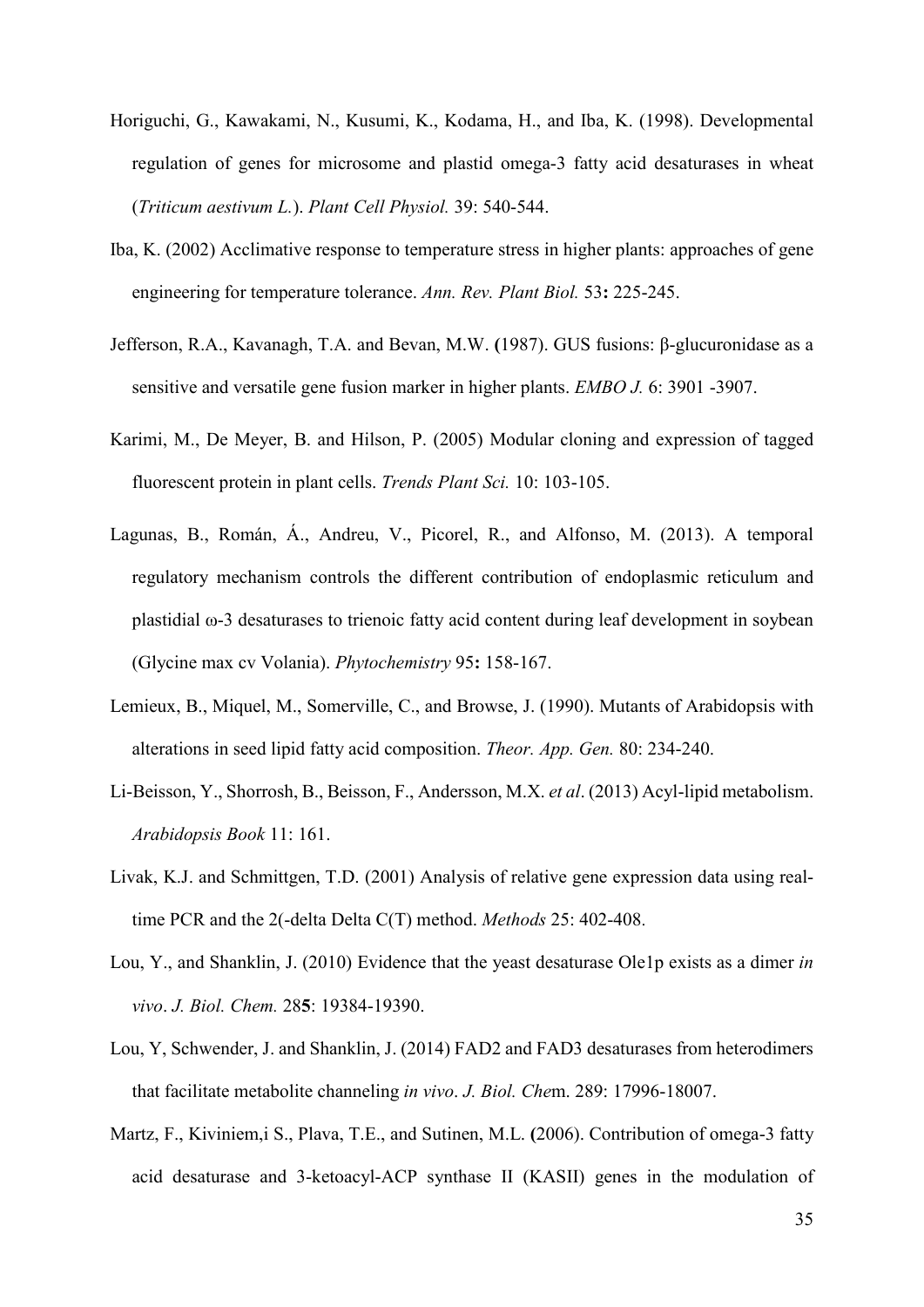Horiguchi, G., Kawakami, N., Kusumi, K., Kodama, H., and Iba, K. (1998). Developmental regulation of genes for microsome and plastid omega-3 fatty acid desaturases in wheat (*Triticum aestivum L.*). *Plant Cell Physiol.* 39: 540-544.

Iba, K. (2002) Acclimative response to temperature stress in higher plants: approaches of gene engineering for temperature tolerance. *Ann. Rev. Plant Biol.* 53**:** 225-245.

Jefferson, R.A., Kavanagh, T.A. and Bevan, M.W. **(**1987). GUS fusions: β-glucuronidase as a sensitive and versatile gene fusion marker in higher plants. *EMBO J.* 6: 3901 -3907.

Karimi, M., De Meyer, B. and Hilson, P. (2005) Modular cloning and expression of tagged fluorescent protein in plant cells. *Trends Plant Sci.* 10: 103-105.

Lagunas, B., Román, Á., Andreu, V., Picorel, R., and Alfonso, M. (2013). A temporal regulatory mechanism controls the different contribution of endoplasmic reticulum and plastidial ω-3 desaturases to trienoic fatty acid content during leaf development in soybean (Glycine max cv Volania). *Phytochemistry* 95**:** 158-167.

Lemieux, B., Miquel, M., Somerville, C., and Browse, J. (1990). Mutants of Arabidopsis with alterations in seed lipid fatty acid composition. *Theor. App. Gen.* 80: 234-240.

Li-Beisson, Y., Shorrosh, B., Beisson, F., Andersson, M.X. *et al*. (2013) Acyl-lipid metabolism. *Arabidopsis Book* 11: 161.

Livak, K.J. and Schmittgen, T.D. (2001) Analysis of relative gene expression data using real-time PCR and the 2(-delta Delta C(T) method. *Methods* 25: 402-408.

Lou, Y., and Shanklin, J. (2010) Evidence that the yeast desaturase Ole1p exists as a dimer *in vivo*. *J. Biol. Chem.* 28**5**: 19384-19390.

Lou, Y, Schwender, J. and Shanklin, J. (2014) FAD2 and FAD3 desaturases from heterodimers that facilitate metabolite channeling *in vivo*. *J. Biol. Che*m. 289: 17996-18007.

Martz, F., Kiviniem,i S., Plava, T.E., and Sutinen, M.L. **(**2006). Contribution of omega-3 fatty acid desaturase and 3-ketoacyl-ACP synthase II (KASII) genes in the modulation of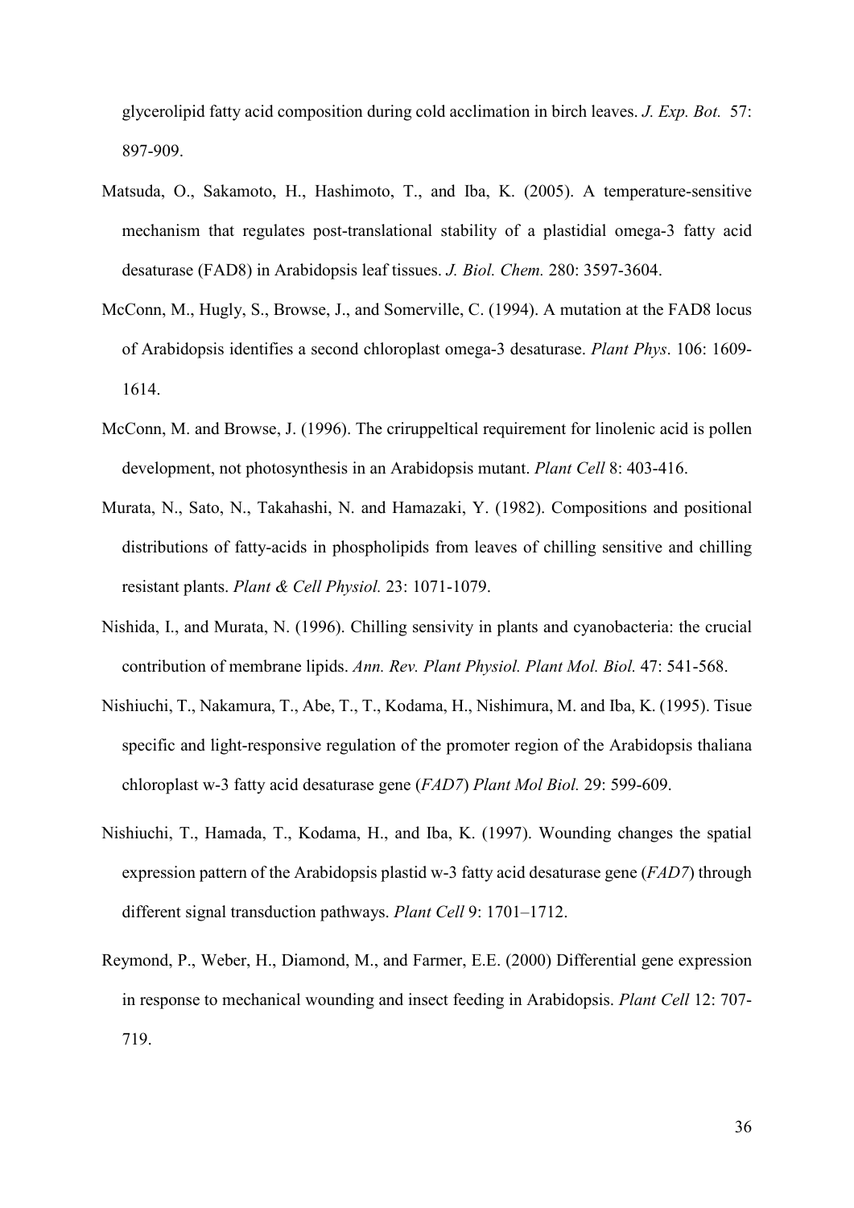glycerolipid fatty acid composition during cold acclimation in birch leaves. *J. Exp. Bot.* 57: 897-909.

Matsuda, O., Sakamoto, H., Hashimoto, T., and Iba, K. (2005). A temperature-sensitive mechanism that regulates post-translational stability of a plastidial omega-3 fatty acid desaturase (FAD8) in Arabidopsis leaf tissues. *J. Biol. Chem.* 280: 3597-3604.

McConn, M., Hugly, S., Browse, J., and Somerville, C. (1994). A mutation at the FAD8 locus of Arabidopsis identifies a second chloroplast omega-3 desaturase. *Plant Phys*. 106: 1609-1614.

McConn, M. and Browse, J. (1996). The criruppeltical requirement for linolenic acid is pollen development, not photosynthesis in an Arabidopsis mutant. *Plant Cell* 8: 403-416.

Murata, N., Sato, N., Takahashi, N. and Hamazaki, Y. (1982). Compositions and positional distributions of fatty-acids in phospholipids from leaves of chilling sensitive and chilling resistant plants. *Plant & Cell Physiol.* 23: 1071-1079.

Nishida, I., and Murata, N. (1996). Chilling sensivity in plants and cyanobacteria: the crucial contribution of membrane lipids. *Ann. Rev. Plant Physiol. Plant Mol. Biol.* 47: 541-568.

Nishiuchi, T., Nakamura, T., Abe, T., T., Kodama, H., Nishimura, M. and Iba, K. (1995). Tisue specific and light-responsive regulation of the promoter region of the Arabidopsis thaliana chloroplast w-3 fatty acid desaturase gene (*FAD7*) *Plant Mol Biol.* 29: 599-609.

Nishiuchi, T., Hamada, T., Kodama, H., and Iba, K. (1997). Wounding changes the spatial expression pattern of the Arabidopsis plastid w-3 fatty acid desaturase gene (*FAD7*) through different signal transduction pathways. *Plant Cell* 9: 1701–1712.

Reymond, P., Weber, H., Diamond, M., and Farmer, E.E. (2000) Differential gene expression in response to mechanical wounding and insect feeding in Arabidopsis. *Plant Cell* 12: 707-719.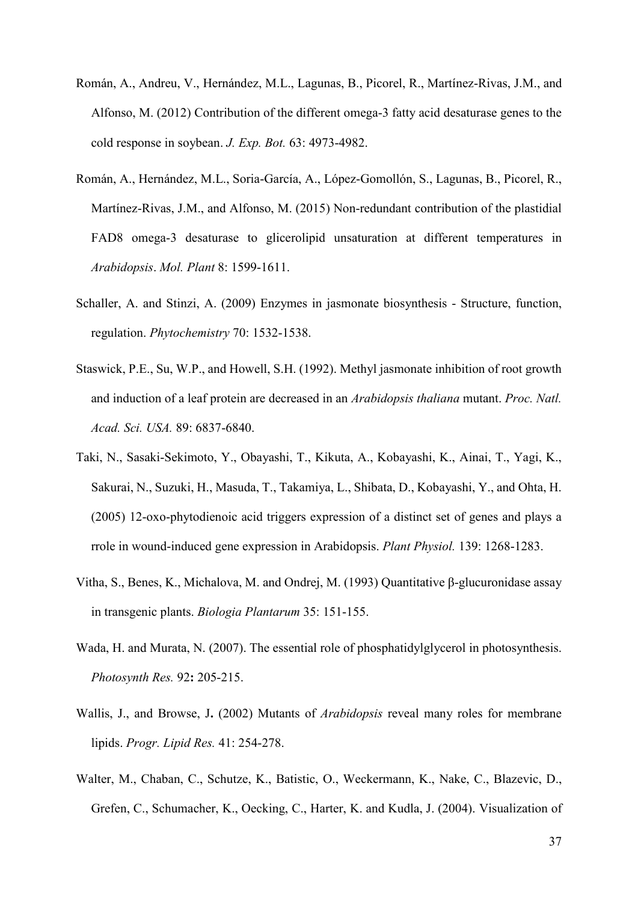Román, A., Andreu, V., Hernández, M.L., Lagunas, B., Picorel, R., Martínez-Rivas, J.M., and Alfonso, M. (2012) Contribution of the different omega-3 fatty acid desaturase genes to the cold response in soybean. *J. Exp. Bot.* 63: 4973-4982.

Román, A., Hernández, M.L., Soria-García, A., López-Gomollón, S., Lagunas, B., Picorel, R., Martínez-Rivas, J.M., and Alfonso, M. (2015) Non-redundant contribution of the plastidial FAD8 omega-3 desaturase to glicerolipid unsaturation at different temperatures in *Arabidopsis*. *Mol. Plant* 8: 1599-1611.

Schaller, A. and Stinzi, A. (2009) Enzymes in jasmonate biosynthesis - Structure, function, regulation. *Phytochemistry* 70: 1532-1538.

Staswick, P.E., Su, W.P., and Howell, S.H. (1992). Methyl jasmonate inhibition of root growth and induction of a leaf protein are decreased in an *Arabidopsis thaliana* mutant. *Proc. Natl. Acad. Sci. USA.* 89: 6837-6840.

Taki, N., Sasaki-Sekimoto, Y., Obayashi, T., Kikuta, A., Kobayashi, K., Ainai, T., Yagi, K., Sakurai, N., Suzuki, H., Masuda, T., Takamiya, L., Shibata, D., Kobayashi, Y., and Ohta, H. (2005) 12-oxo-phytodienoic acid triggers expression of a distinct set of genes and plays a rrole in wound-induced gene expression in Arabidopsis. *Plant Physiol.* 139: 1268-1283.

Vitha, S., Benes, K., Michalova, M. and Ondrej, M. (1993) Quantitative β-glucuronidase assay in transgenic plants. *Biologia Plantarum* 35: 151-155.

Wada, H. and Murata, N. (2007). The essential role of phosphatidylglycerol in photosynthesis. *Photosynth Res.* 92**:** 205-215.

Wallis, J., and Browse, J**.** (2002) Mutants of *Arabidopsis* reveal many roles for membrane lipids. *Progr. Lipid Res.* 41: 254-278.

Walter, M., Chaban, C., Schutze, K., Batistic, O., Weckermann, K., Nake, C., Blazevic, D., Grefen, C., Schumacher, K., Oecking, C., Harter, K. and Kudla, J. (2004). Visualization of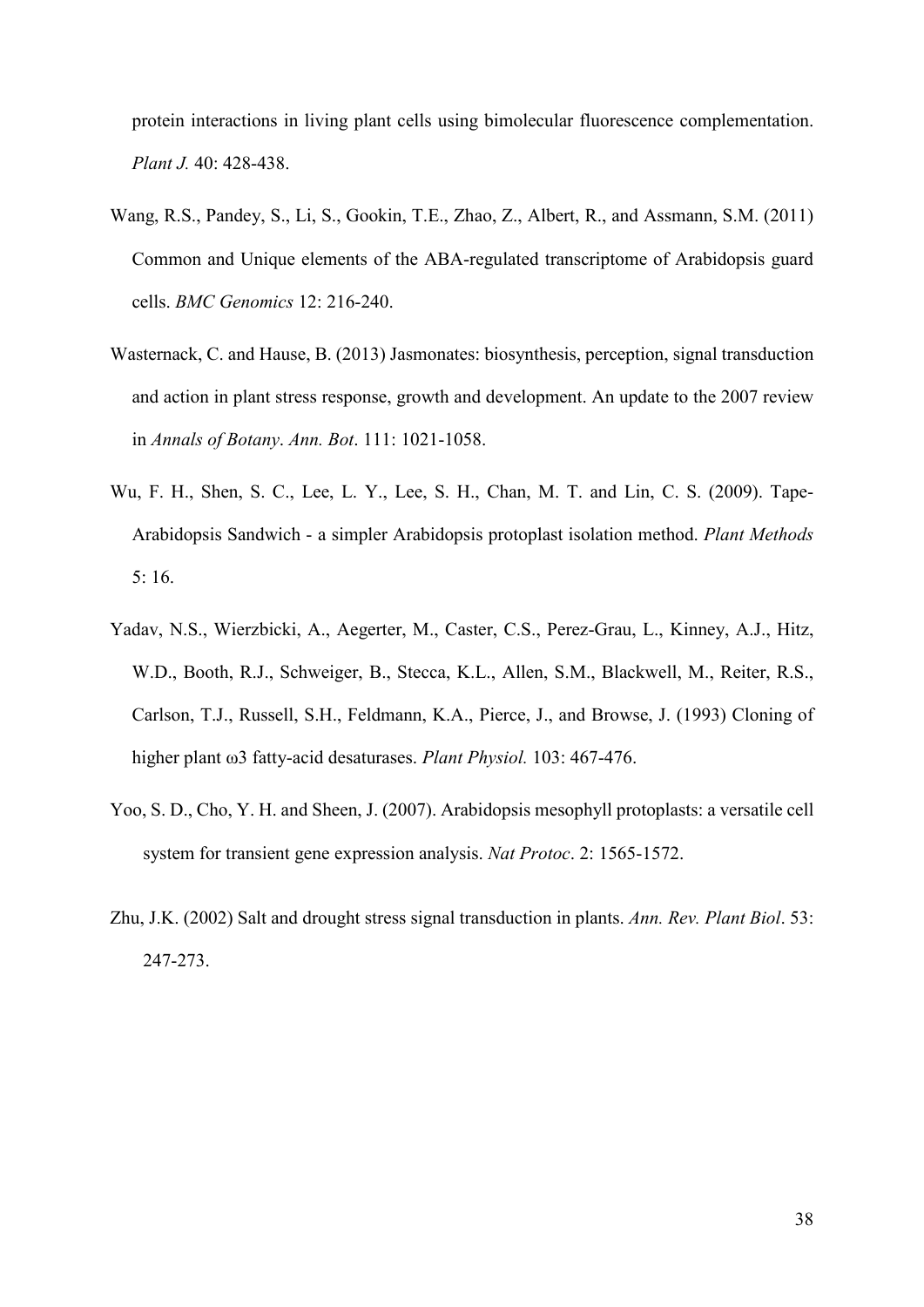protein interactions in living plant cells using bimolecular fluorescence complementation. *Plant J.* 40: 428-438.

Wang, R.S., Pandey, S., Li, S., Gookin, T.E., Zhao, Z., Albert, R., and Assmann, S.M. (2011) Common and Unique elements of the ABA-regulated transcriptome of Arabidopsis guard cells. *BMC Genomics* 12: 216-240.

Wasternack, C. and Hause, B. (2013) Jasmonates: biosynthesis, perception, signal transduction and action in plant stress response, growth and development. An update to the 2007 review in *Annals of Botany*. *Ann. Bot*. 111: 1021-1058.

Wu, F. H., Shen, S. C., Lee, L. Y., Lee, S. H., Chan, M. T. and Lin, C. S. (2009). Tape-Arabidopsis Sandwich - a simpler Arabidopsis protoplast isolation method. *Plant Methods* 5: 16.

Yadav, N.S., Wierzbicki, A., Aegerter, M., Caster, C.S., Perez-Grau, L., Kinney, A.J., Hitz, W.D., Booth, R.J., Schweiger, B., Stecca, K.L., Allen, S.M., Blackwell, M., Reiter, R.S., Carlson, T.J., Russell, S.H., Feldmann, K.A., Pierce, J., and Browse, J. (1993) Cloning of higher plant ω3 fatty-acid desaturases. *Plant Physiol.* 103: 467-476.

Yoo, S. D., Cho, Y. H. and Sheen, J. (2007). Arabidopsis mesophyll protoplasts: a versatile cell system for transient gene expression analysis. *Nat Protoc*. 2: 1565-1572.

Zhu, J.K. (2002) Salt and drought stress signal transduction in plants. *Ann. Rev. Plant Biol*. 53: 247-273.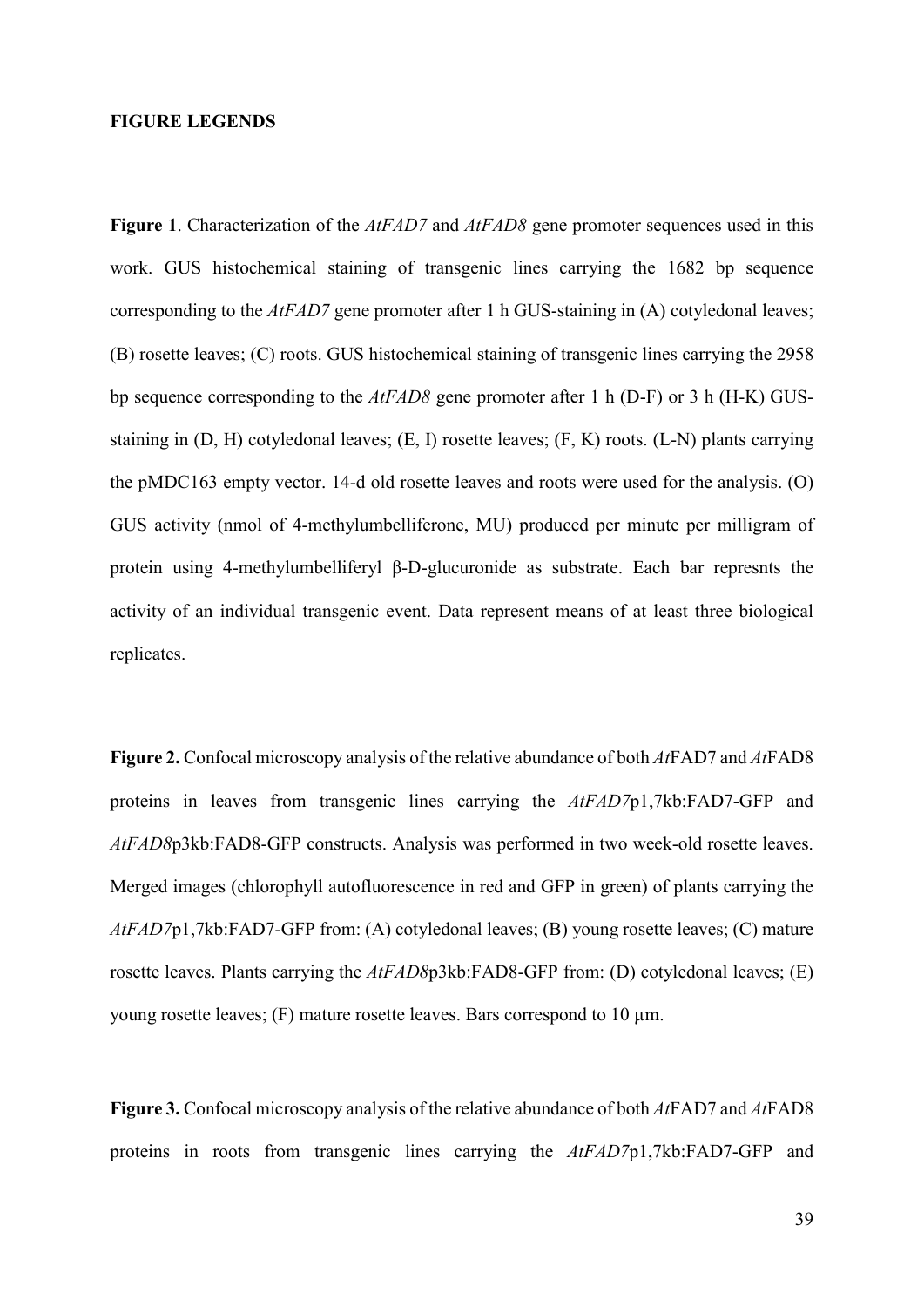**FIGURE LEGENDS**

**Figure 1**. Characterization of the *AtFAD7* and *AtFAD8* gene promoter sequences used in this work. GUS histochemical staining of transgenic lines carrying the 1682 bp sequence corresponding to the *AtFAD7* gene promoter after 1 h GUS-staining in (A) cotyledonal leaves; (B) rosette leaves; (C) roots. GUS histochemical staining of transgenic lines carrying the 2958 bp sequence corresponding to the *AtFAD8* gene promoter after 1 h (D-F) or 3 h (H-K) GUS-staining in (D, H) cotyledonal leaves; (E, I) rosette leaves; (F, K) roots. (L-N) plants carrying the pMDC163 empty vector. 14-d old rosette leaves and roots were used for the analysis. (O) GUS activity (nmol of 4-methylumbelliferone, MU) produced per minute per milligram of protein using 4-methylumbelliferyl β-D-glucuronide as substrate. Each bar represnts the activity of an individual transgenic event. Data represent means of at least three biological replicates.

**Figure 2.** Confocal microscopy analysis of the relative abundance of both *At*FAD7 and *At*FAD8 proteins in leaves from transgenic lines carrying the *AtFAD7*p1,7kb:FAD7-GFP and *AtFAD8*p3kb:FAD8-GFP constructs. Analysis was performed in two week-old rosette leaves. Merged images (chlorophyll autofluorescence in red and GFP in green) of plants carrying the *AtFAD7*p1,7kb:FAD7-GFP from: (A) cotyledonal leaves; (B) young rosette leaves; (C) mature rosette leaves. Plants carrying the *AtFAD8*p3kb:FAD8-GFP from: (D) cotyledonal leaves; (E) young rosette leaves; (F) mature rosette leaves. Bars correspond to 10 µm.

**Figure 3.** Confocal microscopy analysis of the relative abundance of both *At*FAD7 and *At*FAD8 proteins in roots from transgenic lines carrying the *AtFAD7*p1,7kb:FAD7-GFP and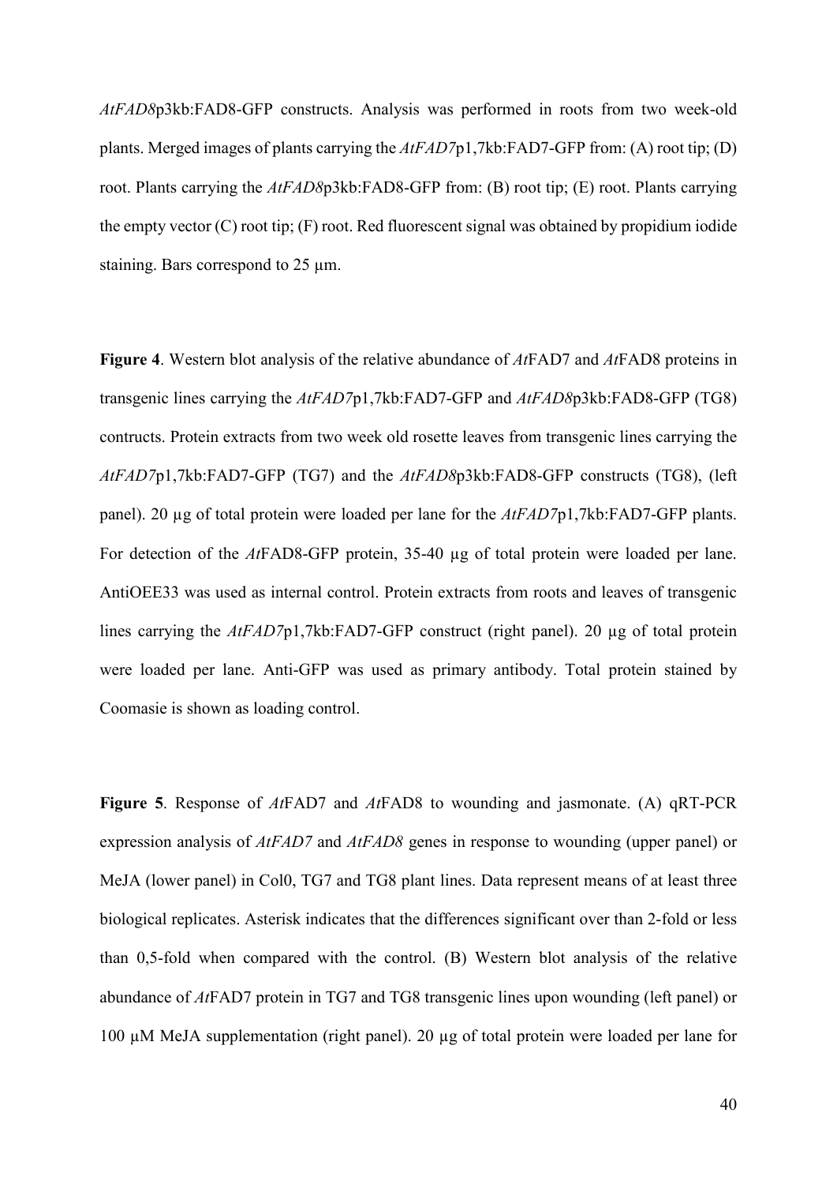*AtFAD8*p3kb:FAD8-GFP constructs. Analysis was performed in roots from two week-old plants. Merged images of plants carrying the *AtFAD7*p1,7kb:FAD7-GFP from: (A) root tip; (D) root. Plants carrying the *AtFAD8*p3kb:FAD8-GFP from: (B) root tip; (E) root. Plants carrying the empty vector (C) root tip; (F) root. Red fluorescent signal was obtained by propidium iodide staining. Bars correspond to 25 µm.

**Figure 4**. Western blot analysis of the relative abundance of *At*FAD7 and *At*FAD8 proteins in transgenic lines carrying the *AtFAD7*p1,7kb:FAD7-GFP and *AtFAD8*p3kb:FAD8-GFP (TG8) contructs. Protein extracts from two week old rosette leaves from transgenic lines carrying the *AtFAD7*p1,7kb:FAD7-GFP (TG7) and the *AtFAD8*p3kb:FAD8-GFP constructs (TG8), (left panel). 20 µg of total protein were loaded per lane for the *AtFAD7*p1,7kb:FAD7-GFP plants. For detection of the *At*FAD8-GFP protein, 35-40 µg of total protein were loaded per lane. AntiOEE33 was used as internal control. Protein extracts from roots and leaves of transgenic lines carrying the *AtFAD7*p1,7kb:FAD7-GFP construct (right panel). 20 µg of total protein were loaded per lane. Anti-GFP was used as primary antibody. Total protein stained by Coomasie is shown as loading control.

**Figure 5**. Response of *At*FAD7 and *At*FAD8 to wounding and jasmonate. (A) qRT-PCR expression analysis of *AtFAD7* and *AtFAD8* genes in response to wounding (upper panel) or MeJA (lower panel) in Col0, TG7 and TG8 plant lines. Data represent means of at least three biological replicates. Asterisk indicates that the differences significant over than 2-fold or less than 0,5-fold when compared with the control. (B) Western blot analysis of the relative abundance of *At*FAD7 protein in TG7 and TG8 transgenic lines upon wounding (left panel) or 100 µM MeJA supplementation (right panel). 20 µg of total protein were loaded per lane for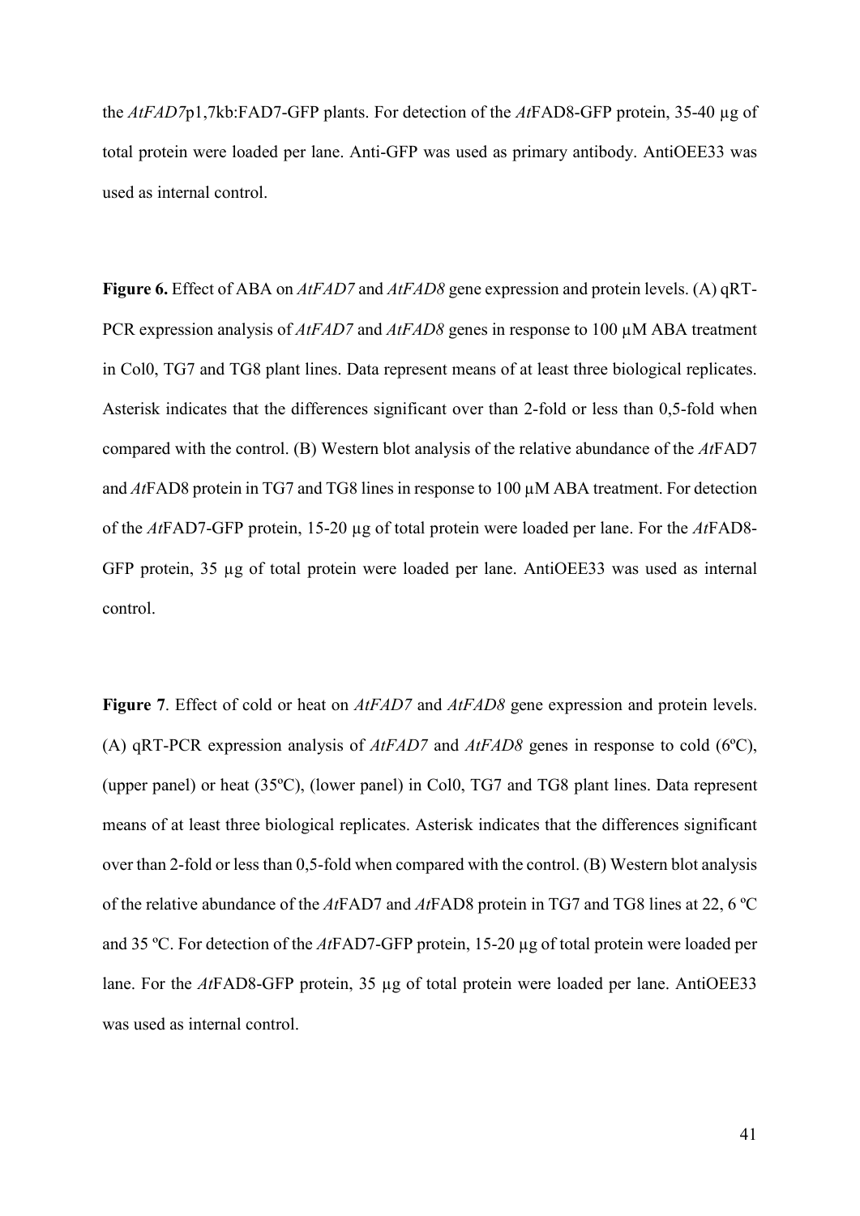the *AtFAD7*p1,7kb:FAD7-GFP plants. For detection of the *At*FAD8-GFP protein, 35-40 µg of total protein were loaded per lane. Anti-GFP was used as primary antibody. AntiOEE33 was used as internal control.

**Figure 6.** Effect of ABA on *AtFAD7* and *AtFAD8* gene expression and protein levels. (A) qRT-PCR expression analysis of *AtFAD7* and *AtFAD8* genes in response to 100 µM ABA treatment in Col0, TG7 and TG8 plant lines. Data represent means of at least three biological replicates. Asterisk indicates that the differences significant over than 2-fold or less than 0,5-fold when compared with the control. (B) Western blot analysis of the relative abundance of the *At*FAD7 and *At*FAD8 protein in TG7 and TG8 lines in response to 100 µM ABA treatment. For detection of the *At*FAD7-GFP protein, 15-20 µg of total protein were loaded per lane. For the *At*FAD8-GFP protein, 35 µg of total protein were loaded per lane. AntiOEE33 was used as internal control.

**Figure 7**. Effect of cold or heat on *AtFAD7* and *AtFAD8* gene expression and protein levels. (A) qRT-PCR expression analysis of *AtFAD7* and *AtFAD8* genes in response to cold (6ºC), (upper panel) or heat (35ºC), (lower panel) in Col0, TG7 and TG8 plant lines. Data represent means of at least three biological replicates. Asterisk indicates that the differences significant over than 2-fold or less than 0,5-fold when compared with the control. (B) Western blot analysis of the relative abundance of the *At*FAD7 and *At*FAD8 protein in TG7 and TG8 lines at 22, 6 ºC and 35 ºC. For detection of the *At*FAD7-GFP protein, 15-20 µg of total protein were loaded per lane. For the *At*FAD8-GFP protein, 35 µg of total protein were loaded per lane. AntiOEE33 was used as internal control.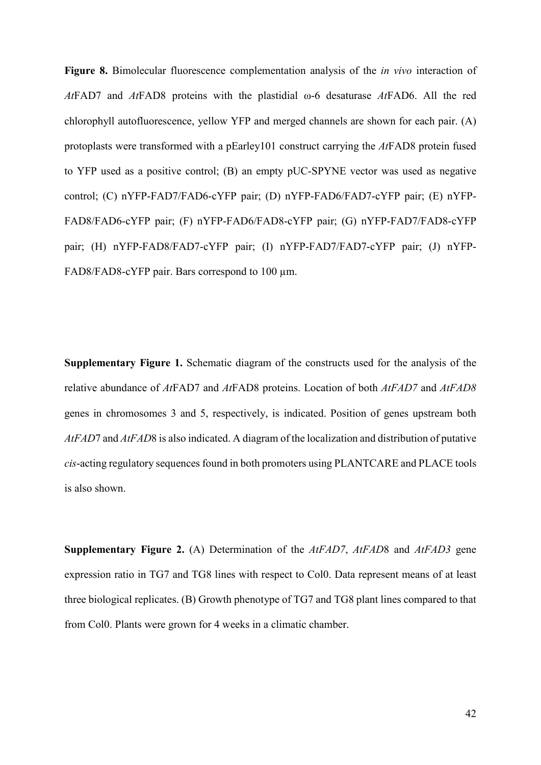**Figure 8.** Bimolecular fluorescence complementation analysis of the *in vivo* interaction of *At*FAD7 and *At*FAD8 proteins with the plastidial ω-6 desaturase *At*FAD6. All the red chlorophyll autofluorescence, yellow YFP and merged channels are shown for each pair. (A) protoplasts were transformed with a pEarley101 construct carrying the *At*FAD8 protein fused to YFP used as a positive control; (B) an empty pUC-SPYNE vector was used as negative control; (C) nYFP-FAD7/FAD6-cYFP pair; (D) nYFP-FAD6/FAD7-cYFP pair; (E) nYFP-FAD8/FAD6-cYFP pair; (F) nYFP-FAD6/FAD8-cYFP pair; (G) nYFP-FAD7/FAD8-cYFP pair; (H) nYFP-FAD8/FAD7-cYFP pair; (I) nYFP-FAD7/FAD7-cYFP pair; (J) nYFP-FAD8/FAD8-cYFP pair. Bars correspond to 100 µm.

**Supplementary Figure 1.** Schematic diagram of the constructs used for the analysis of the relative abundance of *At*FAD7 and *At*FAD8 proteins. Location of both *AtFAD7* and *AtFAD8* genes in chromosomes 3 and 5, respectively, is indicated. Position of genes upstream both *AtFAD*7 and *AtFAD*8 is also indicated. A diagram of the localization and distribution of putative *cis*-acting regulatory sequences found in both promoters using PLANTCARE and PLACE tools is also shown.

**Supplementary Figure 2.** (A) Determination of the *AtFAD7*, *AtFAD*8 and *AtFAD3* gene expression ratio in TG7 and TG8 lines with respect to Col0. Data represent means of at least three biological replicates. (B) Growth phenotype of TG7 and TG8 plant lines compared to that from Col0. Plants were grown for 4 weeks in a climatic chamber.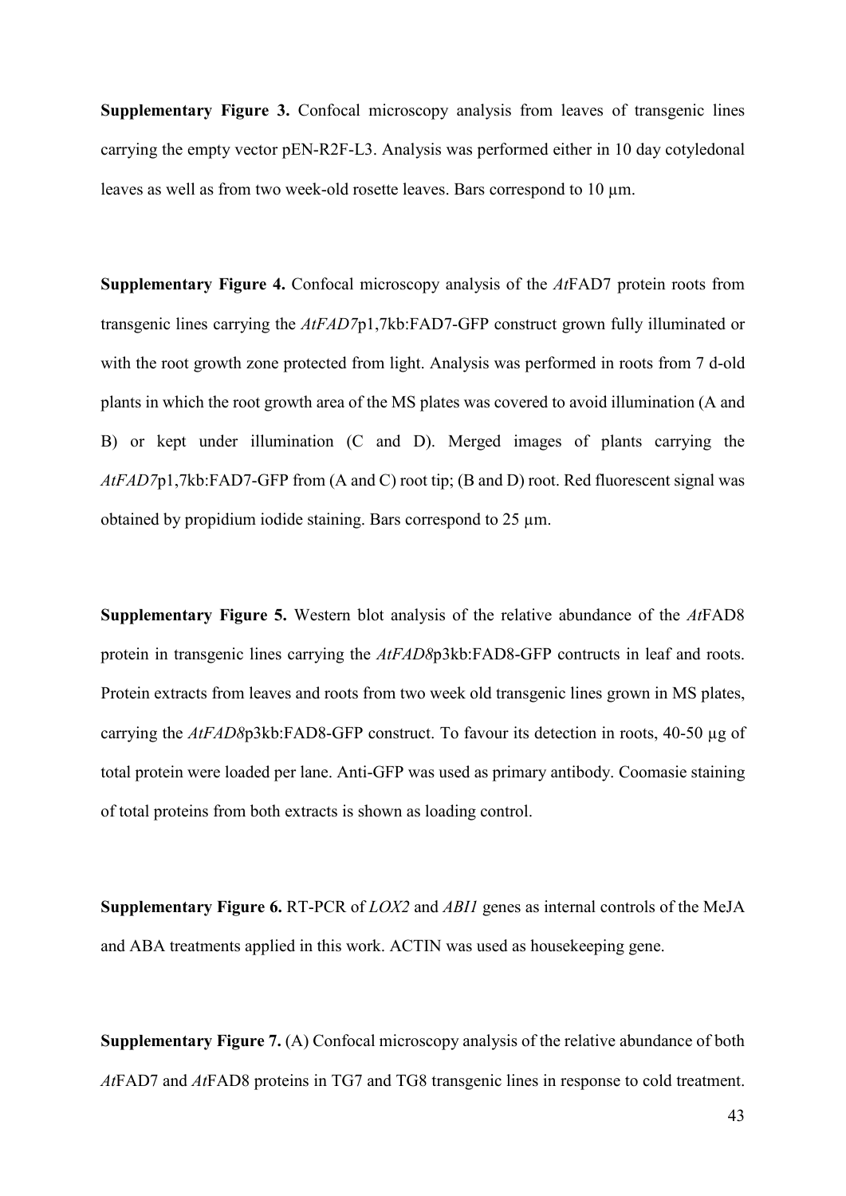**Supplementary Figure 3.** Confocal microscopy analysis from leaves of transgenic lines carrying the empty vector pEN-R2F-L3. Analysis was performed either in 10 day cotyledonal leaves as well as from two week-old rosette leaves. Bars correspond to 10 µm.

**Supplementary Figure 4.** Confocal microscopy analysis of the *At*FAD7 protein roots from transgenic lines carrying the *AtFAD7*p1,7kb:FAD7-GFP construct grown fully illuminated or with the root growth zone protected from light. Analysis was performed in roots from 7 d-old plants in which the root growth area of the MS plates was covered to avoid illumination (A and B) or kept under illumination (C and D). Merged images of plants carrying the *AtFAD7*p1,7kb:FAD7-GFP from (A and C) root tip; (B and D) root. Red fluorescent signal was obtained by propidium iodide staining. Bars correspond to 25 µm.

**Supplementary Figure 5.** Western blot analysis of the relative abundance of the *At*FAD8 protein in transgenic lines carrying the *AtFAD8*p3kb:FAD8-GFP contructs in leaf and roots. Protein extracts from leaves and roots from two week old transgenic lines grown in MS plates, carrying the *AtFAD8*p3kb:FAD8-GFP construct. To favour its detection in roots, 40-50 µg of total protein were loaded per lane. Anti-GFP was used as primary antibody. Coomasie staining of total proteins from both extracts is shown as loading control.

**Supplementary Figure 6.** RT-PCR of *LOX2* and *ABI1* genes as internal controls of the MeJA and ABA treatments applied in this work. ACTIN was used as housekeeping gene.

**Supplementary Figure 7.** (A) Confocal microscopy analysis of the relative abundance of both *At*FAD7 and *At*FAD8 proteins in TG7 and TG8 transgenic lines in response to cold treatment.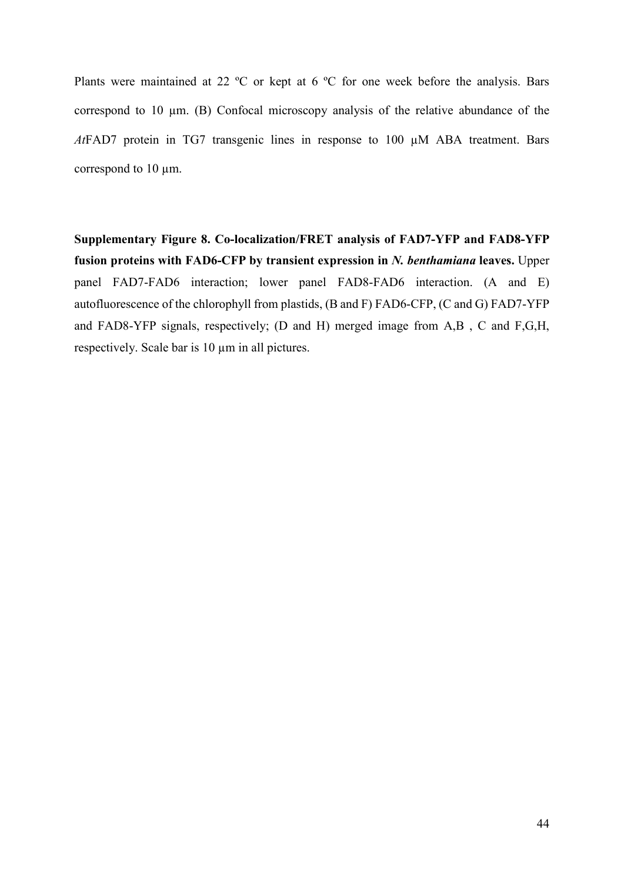Plants were maintained at 22 ºC or kept at 6 ºC for one week before the analysis. Bars correspond to 10 µm. (B) Confocal microscopy analysis of the relative abundance of the *At*FAD7 protein in TG7 transgenic lines in response to 100 µM ABA treatment. Bars correspond to 10 µm.

**Supplementary Figure 8. Co-localization/FRET analysis of FAD7-YFP and FAD8-YFP fusion proteins with FAD6-CFP by transient expression in *N. benthamiana* leaves.** Upper panel FAD7-FAD6 interaction; lower panel FAD8-FAD6 interaction. (A and E) autofluorescence of the chlorophyll from plastids, (B and F) FAD6-CFP, (C and G) FAD7-YFP and FAD8-YFP signals, respectively; (D and H) merged image from A,B , C and F,G,H, respectively. Scale bar is 10 µm in all pictures.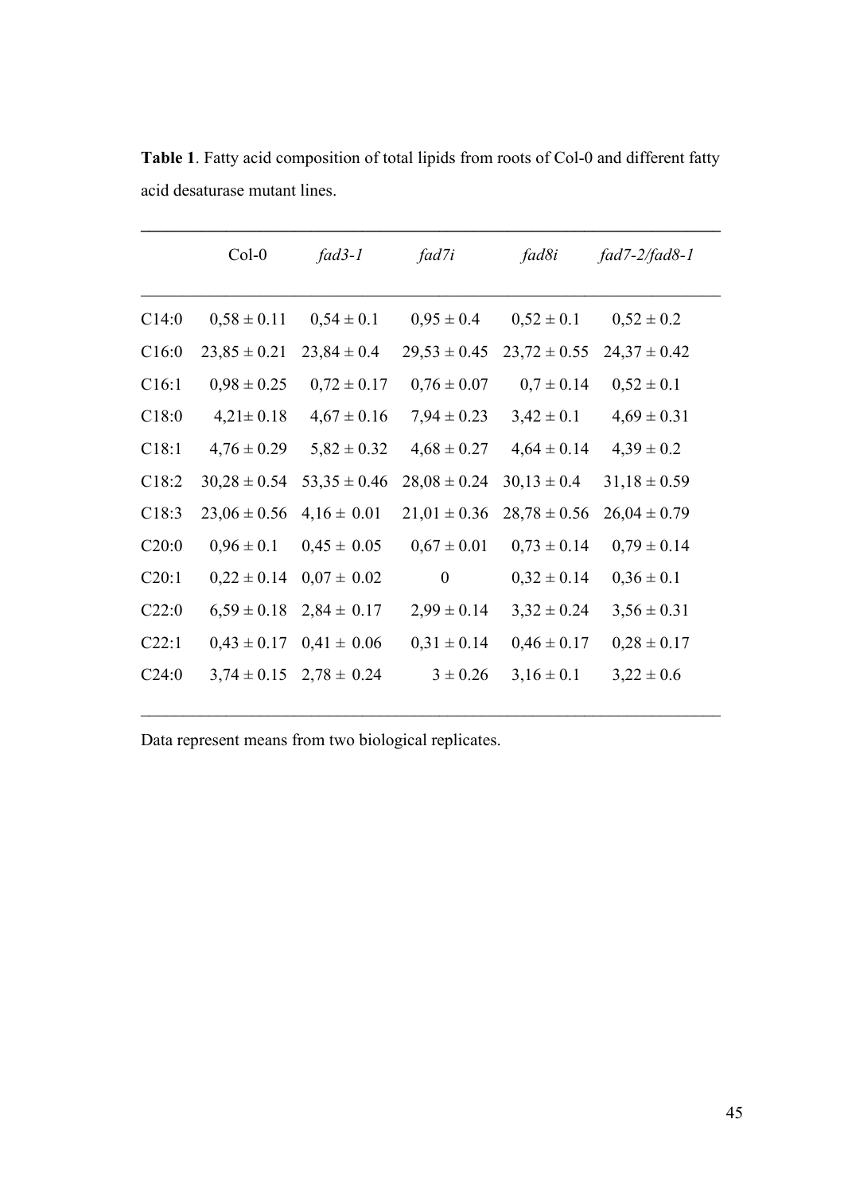**Table 1**. Fatty acid composition of total lipids from roots of Col-0 and different fatty acid desaturase mutant lines.

| | Col-0 | *fad3-1* | *fad7i* | *fad8i* | *fad7-2/fad8-1* |
|---|---|---|---|---|---|
| C14:0 | 0,58 ± 0.11 | 0,54 ± 0.1 | 0,95 ± 0.4 | 0,52 ± 0.1 | 0,52 ± 0.2 |
| C16:0 | 23,85 ± 0.21 | 23,84 ± 0.4 | 29,53 ± 0.45 | 23,72 ± 0.55 | 24,37 ± 0.42 |
| C16:1 | 0,98 ± 0.25 | 0,72 ± 0.17 | 0,76 ± 0.07 | 0,7 ± 0.14 | 0,52 ± 0.1 |
| C18:0 | 4,21± 0.18 | 4,67 ± 0.16 | 7,94 ± 0.23 | 3,42 ± 0.1 | 4,69 ± 0.31 |
| C18:1 | 4,76 ± 0.29 | 5,82 ± 0.32 | 4,68 ± 0.27 | 4,64 ± 0.14 | 4,39 ± 0.2 |
| C18:2 | 30,28 ± 0.54 | 53,35 ± 0.46 | 28,08 ± 0.24 | 30,13 ± 0.4 | 31,18 ± 0.59 |
| C18:3 | 23,06 ± 0.56 | 4,16 ± 0.01 | 21,01 ± 0.36 | 28,78 ± 0.56 | 26,04 ± 0.79 |
| C20:0 | 0,96 ± 0.1 | 0,45 ± 0.05 | 0,67 ± 0.01 | 0,73 ± 0.14 | 0,79 ± 0.14 |
| C20:1 | 0,22 ± 0.14 | 0,07 ± 0.02 | 0 | 0,32 ± 0.14 | 0,36 ± 0.1 |
| C22:0 | 6,59 ± 0.18 | 2,84 ± 0.17 | 2,99 ± 0.14 | 3,32 ± 0.24 | 3,56 ± 0.31 |
| C22:1 | 0,43 ± 0.17 | 0,41 ± 0.06 | 0,31 ± 0.14 | 0,46 ± 0.17 | 0,28 ± 0.17 |
| C24:0 | 3,74 ± 0.15 | 2,78 ± 0.24 | 3 ± 0.26 | 3,16 ± 0.1 | 3,22 ± 0.6 |

Data represent means from two biological replicates.